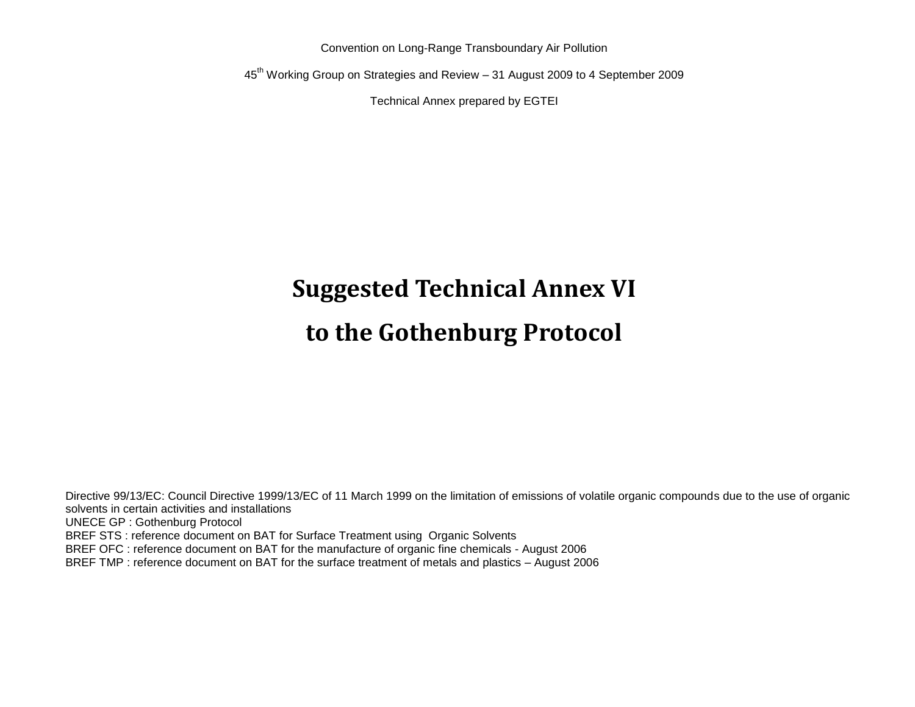Convention on Long-Range Transboundary Air Pollution

45th Working Group on Strategies and Review – 31 August 2009 to 4 September 2009

Technical Annex prepared by EGTEI

# Suggested Technical Annex VI

# to the Gothenburg Protocol

Directive 99/13/EC: Council Directive 1999/13/EC of 11 March 1999 on the limitation of emissions of volatile organic compounds due to the use of organic solvents in certain activities and installations
UNECE GP : Gothenburg Protocol
BREF STS : reference document on BAT for Surface Treatment using Organic Solvents
BREF OFC : reference document on BAT for the manufacture of organic fine chemicals - August 2006
BREF TMP : reference document on BAT for the surface treatment of metals and plastics – August 2006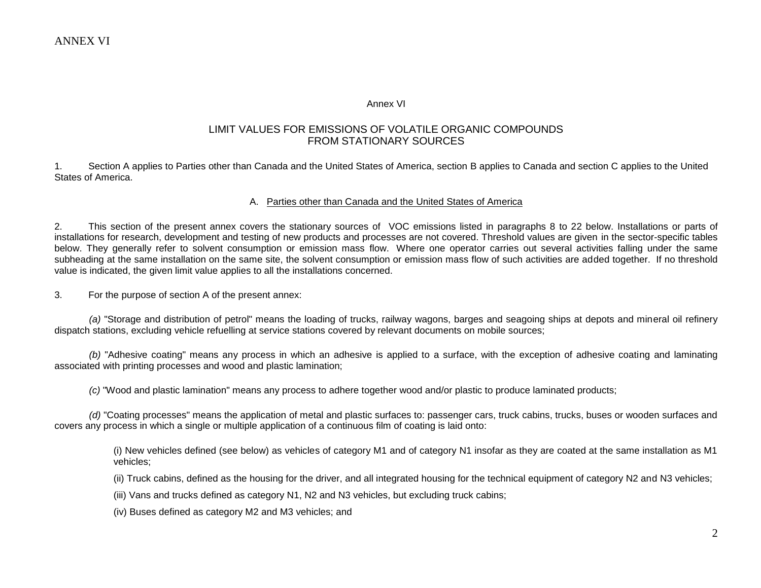# Annex VI

## LIMIT VALUES FOR EMISSIONS OF VOLATILE ORGANIC COMPOUNDS FROM STATIONARY SOURCES

1. Section A applies to Parties other than Canada and the United States of America, section B applies to Canada and section C applies to the United States of America.

### A. Parties other than Canada and the United States of America

2. This section of the present annex covers the stationary sources of VOC emissions listed in paragraphs 8 to 22 below. Installations or parts of installations for research, development and testing of new products and processes are not covered. Threshold values are given in the sector-specific tables below. They generally refer to solvent consumption or emission mass flow. Where one operator carries out several activities falling under the same subheading at the same installation on the same site, the solvent consumption or emission mass flow of such activities are added together. If no threshold value is indicated, the given limit value applies to all the installations concerned.

3. For the purpose of section A of the present annex:

*(a)* "Storage and distribution of petrol" means the loading of trucks, railway wagons, barges and seagoing ships at depots and mineral oil refinery dispatch stations, excluding vehicle refuelling at service stations covered by relevant documents on mobile sources;

*(b)* "Adhesive coating" means any process in which an adhesive is applied to a surface, with the exception of adhesive coating and laminating associated with printing processes and wood and plastic lamination;

*(c)* "Wood and plastic lamination" means any process to adhere together wood and/or plastic to produce laminated products;

*(d)* "Coating processes" means the application of metal and plastic surfaces to: passenger cars, truck cabins, trucks, buses or wooden surfaces and covers any process in which a single or multiple application of a continuous film of coating is laid onto:

(i) New vehicles defined (see below) as vehicles of category M1 and of category N1 insofar as they are coated at the same installation as M1 vehicles;

(ii) Truck cabins, defined as the housing for the driver, and all integrated housing for the technical equipment of category N2 and N3 vehicles;

(iii) Vans and trucks defined as category N1, N2 and N3 vehicles, but excluding truck cabins;

(iv) Buses defined as category M2 and M3 vehicles; and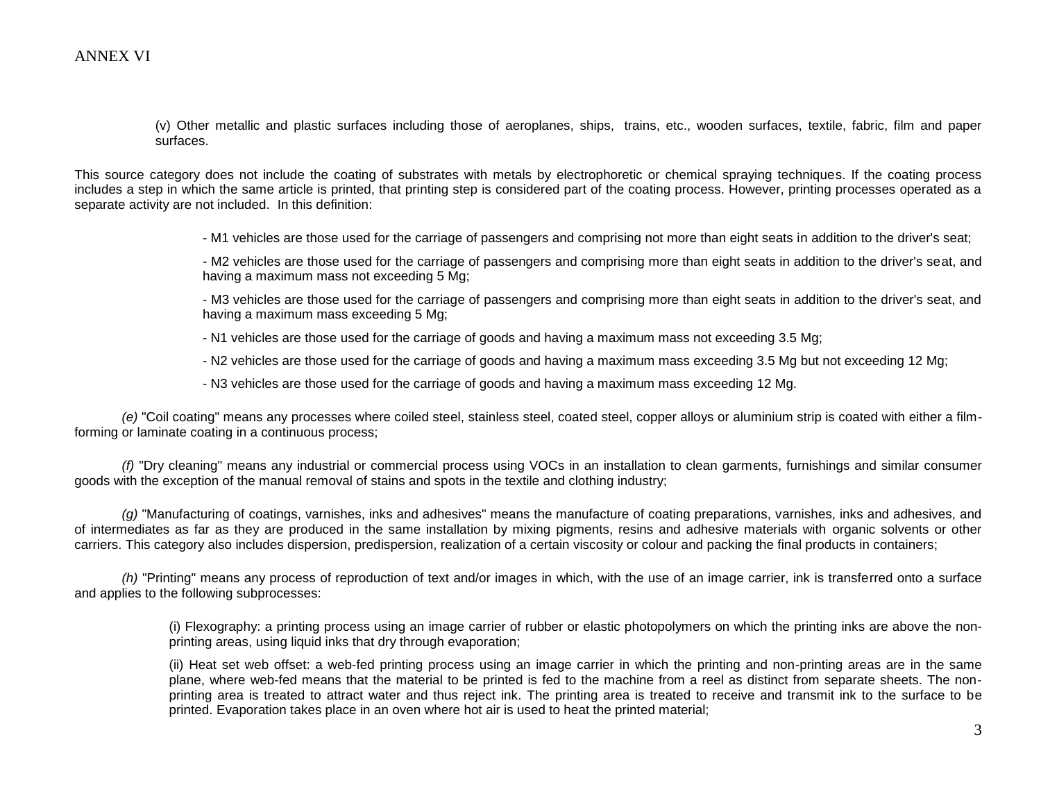(v) Other metallic and plastic surfaces including those of aeroplanes, ships, trains, etc., wooden surfaces, textile, fabric, film and paper surfaces.

This source category does not include the coating of substrates with metals by electrophoretic or chemical spraying techniques. If the coating process includes a step in which the same article is printed, that printing step is considered part of the coating process. However, printing processes operated as a separate activity are not included. In this definition:

- M1 vehicles are those used for the carriage of passengers and comprising not more than eight seats in addition to the driver's seat;

- M2 vehicles are those used for the carriage of passengers and comprising more than eight seats in addition to the driver's seat, and having a maximum mass not exceeding 5 Mg;

- M3 vehicles are those used for the carriage of passengers and comprising more than eight seats in addition to the driver's seat, and having a maximum mass exceeding 5 Mg;

- N1 vehicles are those used for the carriage of goods and having a maximum mass not exceeding 3.5 Mg;

- N2 vehicles are those used for the carriage of goods and having a maximum mass exceeding 3.5 Mg but not exceeding 12 Mg;

- N3 vehicles are those used for the carriage of goods and having a maximum mass exceeding 12 Mg.

*(e)* "Coil coating" means any processes where coiled steel, stainless steel, coated steel, copper alloys or aluminium strip is coated with either a film-forming or laminate coating in a continuous process;

*(f)* "Dry cleaning" means any industrial or commercial process using VOCs in an installation to clean garments, furnishings and similar consumer goods with the exception of the manual removal of stains and spots in the textile and clothing industry;

*(g)* "Manufacturing of coatings, varnishes, inks and adhesives" means the manufacture of coating preparations, varnishes, inks and adhesives, and of intermediates as far as they are produced in the same installation by mixing pigments, resins and adhesive materials with organic solvents or other carriers. This category also includes dispersion, predispersion, realization of a certain viscosity or colour and packing the final products in containers;

*(h)* "Printing" means any process of reproduction of text and/or images in which, with the use of an image carrier, ink is transferred onto a surface and applies to the following subprocesses:

(i) Flexography: a printing process using an image carrier of rubber or elastic photopolymers on which the printing inks are above the non-printing areas, using liquid inks that dry through evaporation;

(ii) Heat set web offset: a web-fed printing process using an image carrier in which the printing and non-printing areas are in the same plane, where web-fed means that the material to be printed is fed to the machine from a reel as distinct from separate sheets. The non-printing area is treated to attract water and thus reject ink. The printing area is treated to receive and transmit ink to the surface to be printed. Evaporation takes place in an oven where hot air is used to heat the printed material;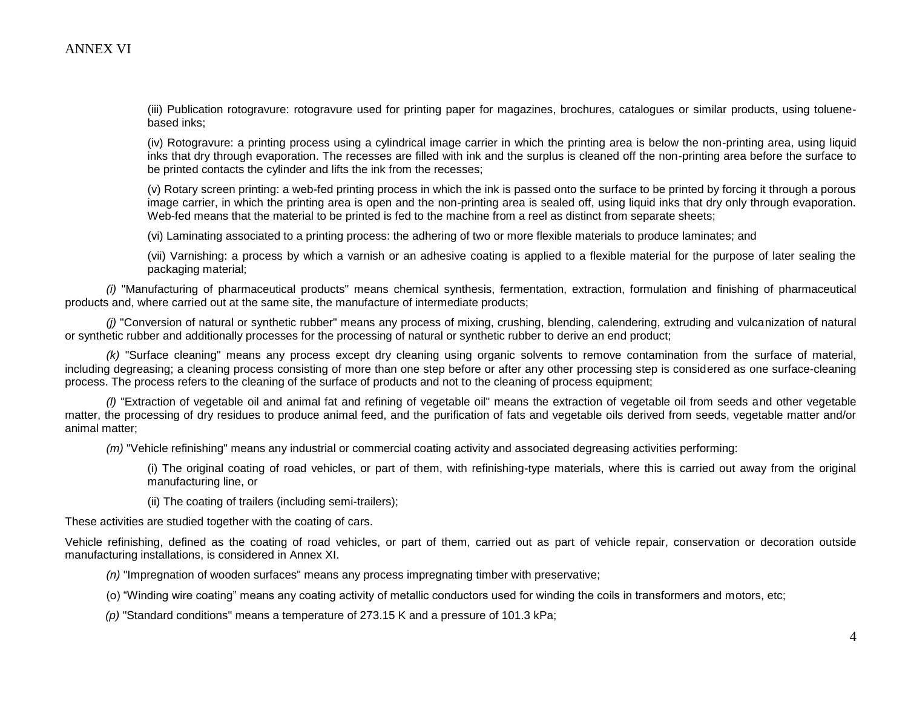(iii) Publication rotogravure: rotogravure used for printing paper for magazines, brochures, catalogues or similar products, using toluene-based inks;

(iv) Rotogravure: a printing process using a cylindrical image carrier in which the printing area is below the non-printing area, using liquid inks that dry through evaporation. The recesses are filled with ink and the surplus is cleaned off the non-printing area before the surface to be printed contacts the cylinder and lifts the ink from the recesses;

(v) Rotary screen printing: a web-fed printing process in which the ink is passed onto the surface to be printed by forcing it through a porous image carrier, in which the printing area is open and the non-printing area is sealed off, using liquid inks that dry only through evaporation. Web-fed means that the material to be printed is fed to the machine from a reel as distinct from separate sheets;

(vi) Laminating associated to a printing process: the adhering of two or more flexible materials to produce laminates; and

(vii) Varnishing: a process by which a varnish or an adhesive coating is applied to a flexible material for the purpose of later sealing the packaging material;

*(i)* "Manufacturing of pharmaceutical products" means chemical synthesis, fermentation, extraction, formulation and finishing of pharmaceutical products and, where carried out at the same site, the manufacture of intermediate products;

*(j)* "Conversion of natural or synthetic rubber" means any process of mixing, crushing, blending, calendering, extruding and vulcanization of natural or synthetic rubber and additionally processes for the processing of natural or synthetic rubber to derive an end product;

*(k)* "Surface cleaning" means any process except dry cleaning using organic solvents to remove contamination from the surface of material, including degreasing; a cleaning process consisting of more than one step before or after any other processing step is considered as one surface-cleaning process. The process refers to the cleaning of the surface of products and not to the cleaning of process equipment;

*(l)* "Extraction of vegetable oil and animal fat and refining of vegetable oil" means the extraction of vegetable oil from seeds and other vegetable matter, the processing of dry residues to produce animal feed, and the purification of fats and vegetable oils derived from seeds, vegetable matter and/or animal matter;

*(m)* "Vehicle refinishing" means any industrial or commercial coating activity and associated degreasing activities performing:

(i) The original coating of road vehicles, or part of them, with refinishing-type materials, where this is carried out away from the original manufacturing line, or

(ii) The coating of trailers (including semi-trailers);

These activities are studied together with the coating of cars.

Vehicle refinishing, defined as the coating of road vehicles, or part of them, carried out as part of vehicle repair, conservation or decoration outside manufacturing installations, is considered in Annex XI.

*(n)* "Impregnation of wooden surfaces" means any process impregnating timber with preservative;

(o) "Winding wire coating" means any coating activity of metallic conductors used for winding the coils in transformers and motors, etc;

*(p)* "Standard conditions" means a temperature of 273.15 K and a pressure of 101.3 kPa;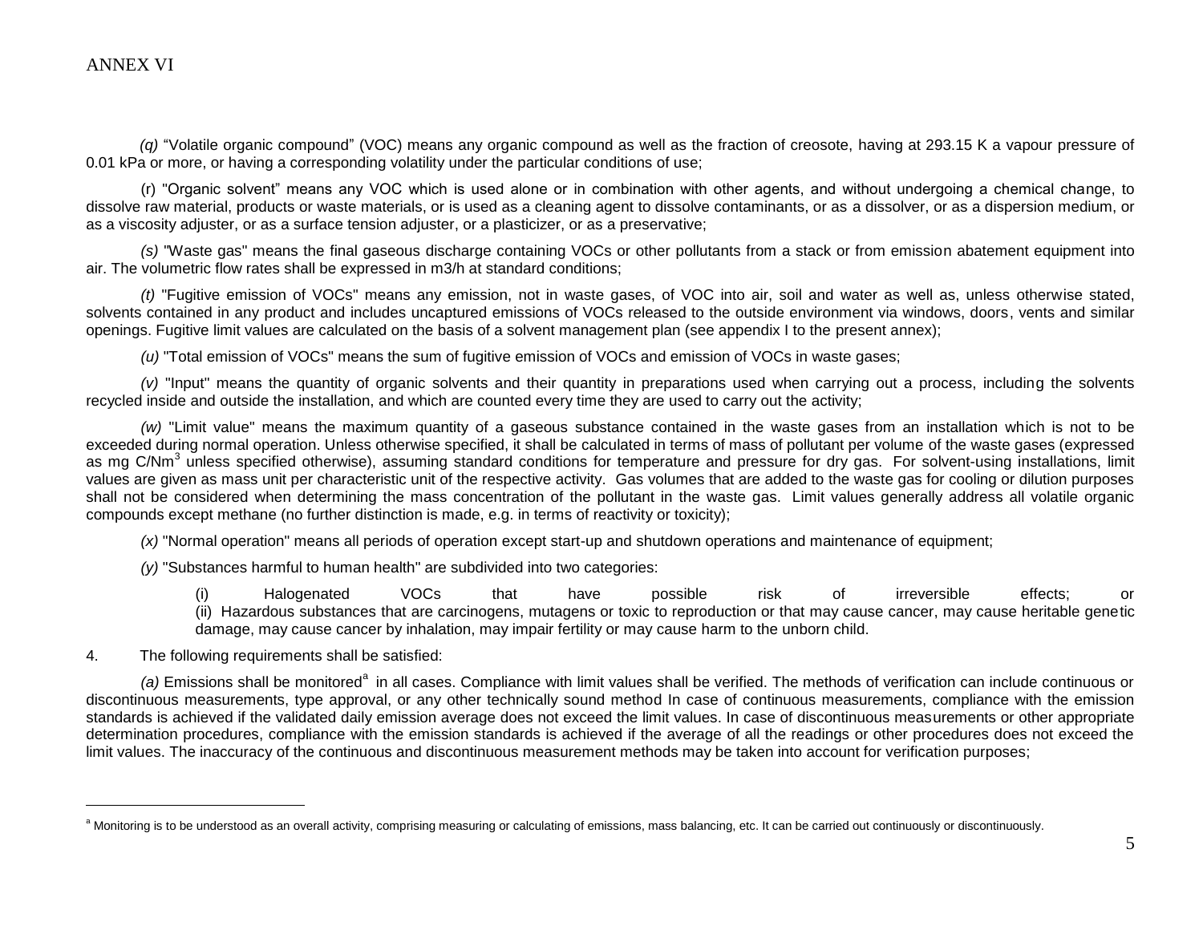*(q)* “Volatile organic compound” (VOC) means any organic compound as well as the fraction of creosote, having at 293.15 K a vapour pressure of 0.01 kPa or more, or having a corresponding volatility under the particular conditions of use;

(r) "Organic solvent” means any VOC which is used alone or in combination with other agents, and without undergoing a chemical change, to dissolve raw material, products or waste materials, or is used as a cleaning agent to dissolve contaminants, or as a dissolver, or as a dispersion medium, or as a viscosity adjuster, or as a surface tension adjuster, or a plasticizer, or as a preservative;

*(s)* "Waste gas" means the final gaseous discharge containing VOCs or other pollutants from a stack or from emission abatement equipment into air. The volumetric flow rates shall be expressed in m3/h at standard conditions;

*(t)* "Fugitive emission of VOCs" means any emission, not in waste gases, of VOC into air, soil and water as well as, unless otherwise stated, solvents contained in any product and includes uncaptured emissions of VOCs released to the outside environment via windows, doors, vents and similar openings. Fugitive limit values are calculated on the basis of a solvent management plan (see appendix I to the present annex);

*(u)* "Total emission of VOCs" means the sum of fugitive emission of VOCs and emission of VOCs in waste gases;

*(v)* "Input" means the quantity of organic solvents and their quantity in preparations used when carrying out a process, including the solvents recycled inside and outside the installation, and which are counted every time they are used to carry out the activity;

*(w)* "Limit value" means the maximum quantity of a gaseous substance contained in the waste gases from an installation which is not to be exceeded during normal operation. Unless otherwise specified, it shall be calculated in terms of mass of pollutant per volume of the waste gases (expressed as mg C/Nm$^3$ unless specified otherwise), assuming standard conditions for temperature and pressure for dry gas. For solvent-using installations, limit values are given as mass unit per characteristic unit of the respective activity. Gas volumes that are added to the waste gas for cooling or dilution purposes shall not be considered when determining the mass concentration of the pollutant in the waste gas. Limit values generally address all volatile organic compounds except methane (no further distinction is made, e.g. in terms of reactivity or toxicity);

*(x)* "Normal operation" means all periods of operation except start-up and shutdown operations and maintenance of equipment;

*(y)* "Substances harmful to human health" are subdivided into two categories:

(i) Halogenated VOCs that have possible risk of irreversible effects; or
(ii) Hazardous substances that are carcinogens, mutagens or toxic to reproduction or that may cause cancer, may cause heritable genetic damage, may cause cancer by inhalation, may impair fertility or may cause harm to the unborn child.

4. The following requirements shall be satisfied:

*(a)* Emissions shall be monitored[a] in all cases. Compliance with limit values shall be verified. The methods of verification can include continuous or discontinuous measurements, type approval, or any other technically sound method In case of continuous measurements, compliance with the emission standards is achieved if the validated daily emission average does not exceed the limit values. In case of discontinuous measurements or other appropriate determination procedures, compliance with the emission standards is achieved if the average of all the readings or other procedures does not exceed the limit values. The inaccuracy of the continuous and discontinuous measurement methods may be taken into account for verification purposes;

---

[a] Monitoring is to be understood as an overall activity, comprising measuring or calculating of emissions, mass balancing, etc. It can be carried out continuously or discontinuously.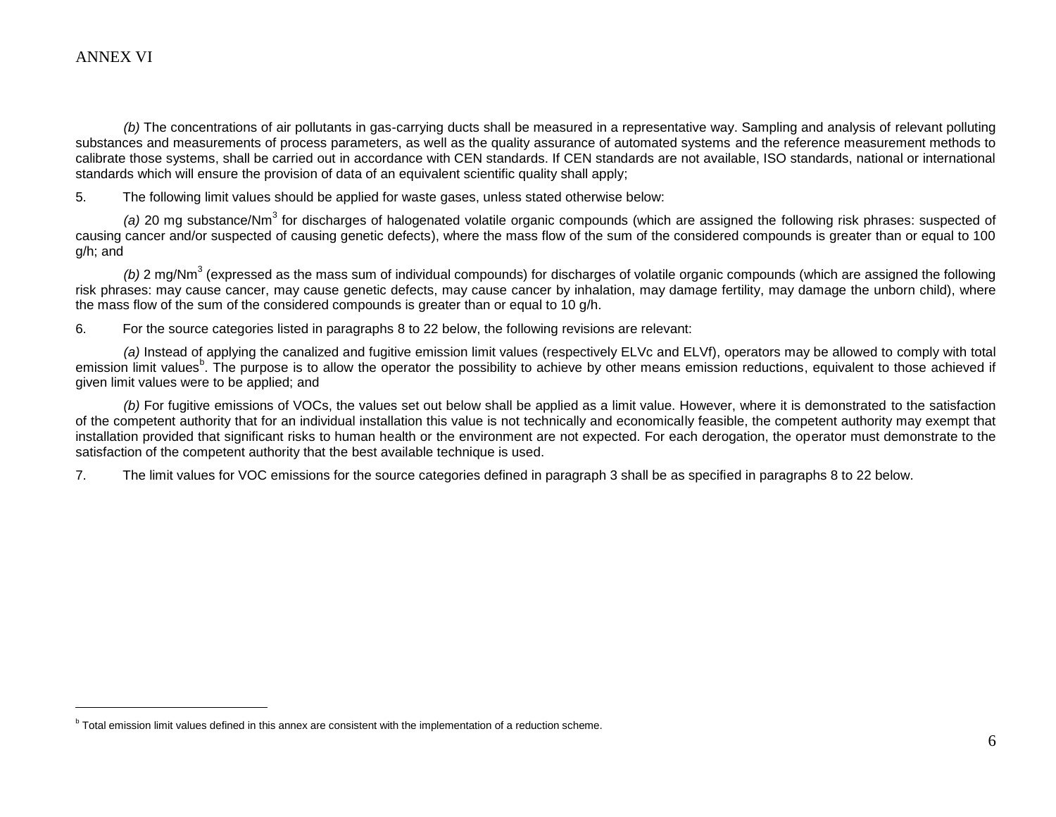ANNEX VI

*(b)* The concentrations of air pollutants in gas-carrying ducts shall be measured in a representative way. Sampling and analysis of relevant polluting substances and measurements of process parameters, as well as the quality assurance of automated systems and the reference measurement methods to calibrate those systems, shall be carried out in accordance with CEN standards. If CEN standards are not available, ISO standards, national or international standards which will ensure the provision of data of an equivalent scientific quality shall apply;

5. The following limit values should be applied for waste gases, unless stated otherwise below:

*(a)* 20 mg substance/$Nm^3$ for discharges of halogenated volatile organic compounds (which are assigned the following risk phrases: suspected of causing cancer and/or suspected of causing genetic defects), where the mass flow of the sum of the considered compounds is greater than or equal to 100 g/h; and

*(b)* 2 mg/$Nm^3$ (expressed as the mass sum of individual compounds) for discharges of volatile organic compounds (which are assigned the following risk phrases: may cause cancer, may cause genetic defects, may cause cancer by inhalation, may damage fertility, may damage the unborn child), where the mass flow of the sum of the considered compounds is greater than or equal to 10 g/h.

6. For the source categories listed in paragraphs 8 to 22 below, the following revisions are relevant:

*(a)* Instead of applying the canalized and fugitive emission limit values (respectively ELVc and ELVf), operators may be allowed to comply with total emission limit values[b]. The purpose is to allow the operator the possibility to achieve by other means emission reductions, equivalent to those achieved if given limit values were to be applied; and

*(b)* For fugitive emissions of VOCs, the values set out below shall be applied as a limit value. However, where it is demonstrated to the satisfaction of the competent authority that for an individual installation this value is not technically and economically feasible, the competent authority may exempt that installation provided that significant risks to human health or the environment are not expected. For each derogation, the operator must demonstrate to the satisfaction of the competent authority that the best available technique is used.

7. The limit values for VOC emissions for the source categories defined in paragraph 3 shall be as specified in paragraphs 8 to 22 below.

---

[b] Total emission limit values defined in this annex are consistent with the implementation of a reduction scheme.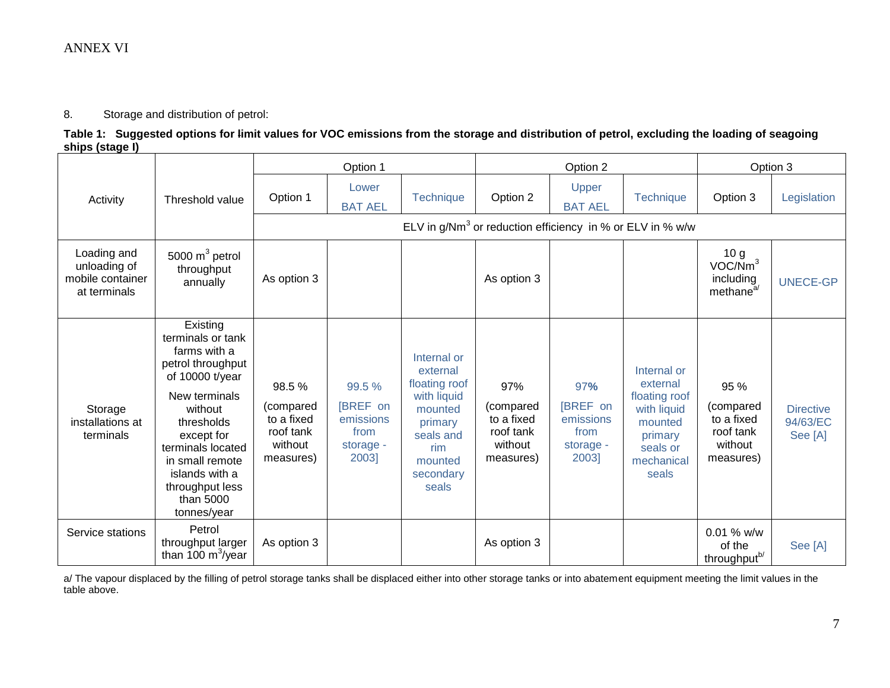ANNEX VI

8. Storage and distribution of petrol:

**Table 1: Suggested options for limit values for VOC emissions from the storage and distribution of petrol, excluding the loading of seagoing ships (stage I)**

| Activity | Threshold value | Option 1 | | | Option 2 | | | Option 3 | |
|---|---|---|---|---|---|---|---|---|---|
| | | Option 1 | Lower BAT AEL | Technique | Option 2 | Upper BAT AEL | Technique | Option 3 | Legislation |
| | | ELV in g/Nm$^3$ or reduction efficiency in % or ELV in % w/w | | | | | | | |
| Loading and unloading of mobile container at terminals | 5000 m$^3$ petrol throughput annually | As option 3 | | | As option 3 | | | 10 g VOC/Nm$^3$ including methane[a/] | UNECE-GP |
| Storage installations at terminals | Existing terminals or tank farms with a petrol throughput of 10000 t/year<br><br>New terminals without thresholds except for terminals located in small remote islands with a throughput less than 5000 tonnes/year | 98.5 %<br><br>(compared to a fixed roof tank without measures) | 99.5 %<br><br>[BREF on emissions from storage - 2003] | Internal or external floating roof with liquid mounted primary seals and rim mounted secondary seals | 97%<br><br>(compared to a fixed roof tank without measures) | 97**%**<br><br>[BREF on emissions from storage - 2003] | Internal or external floating roof with liquid mounted primary seals or mechanical seals | 95 %<br><br>(compared to a fixed roof tank without measures) | Directive 94/63/EC See [A] |
| Service stations | Petrol throughput larger than 100 m$^3$/year | As option 3 | | | As option 3 | | | 0.01 % w/w of the throughput[b/] | See [A] |

a/ The vapour displaced by the filling of petrol storage tanks shall be displaced either into other storage tanks or into abatement equipment meeting the limit values in the table above.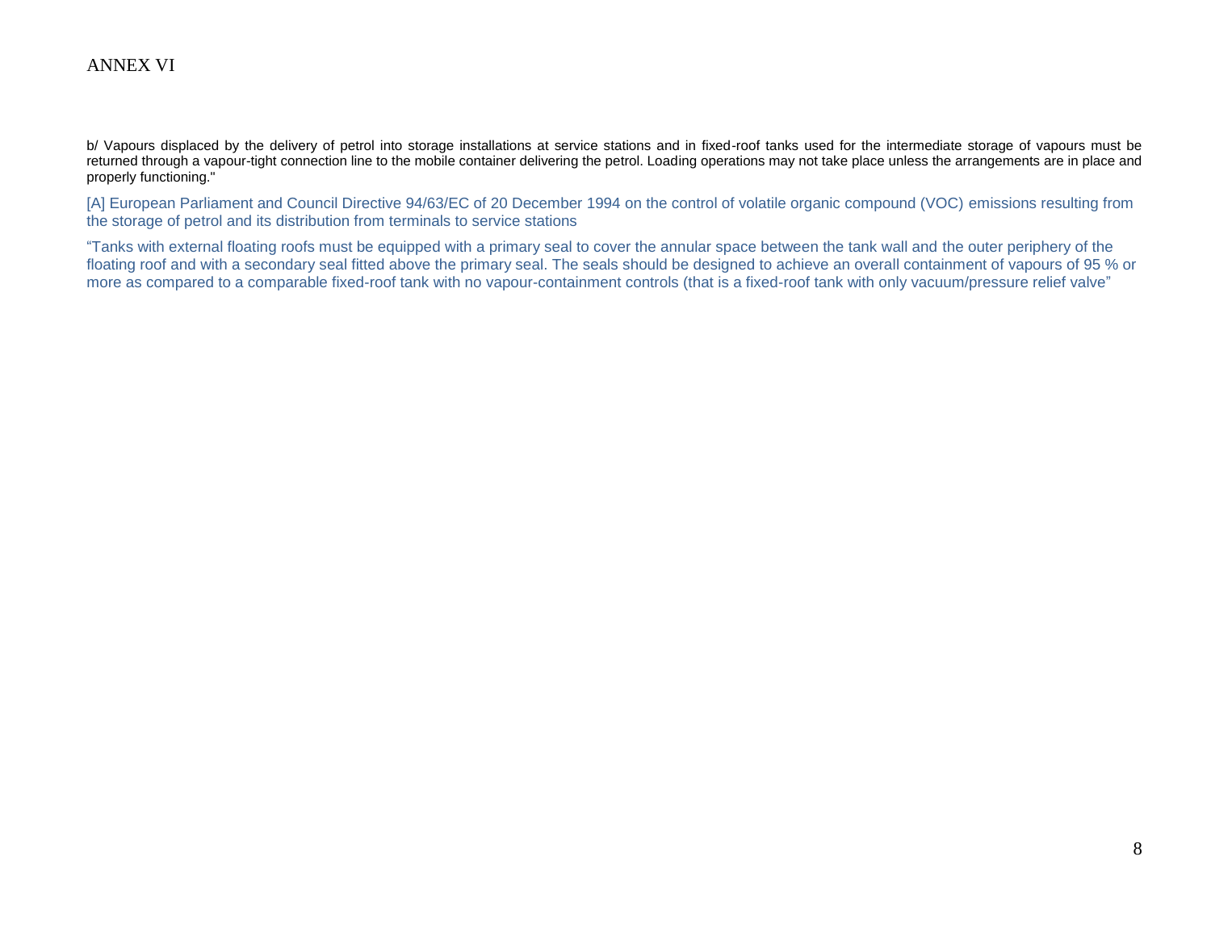ANNEX VI

b/ Vapours displaced by the delivery of petrol into storage installations at service stations and in fixed-roof tanks used for the intermediate storage of vapours must be returned through a vapour-tight connection line to the mobile container delivering the petrol. Loading operations may not take place unless the arrangements are in place and properly functioning."

[A] European Parliament and Council Directive 94/63/EC of 20 December 1994 on the control of volatile organic compound (VOC) emissions resulting from the storage of petrol and its distribution from terminals to service stations

"Tanks with external floating roofs must be equipped with a primary seal to cover the annular space between the tank wall and the outer periphery of the floating roof and with a secondary seal fitted above the primary seal. The seals should be designed to achieve an overall containment of vapours of 95 % or more as compared to a comparable fixed-roof tank with no vapour-containment controls (that is a fixed-roof tank with only vacuum/pressure relief valve"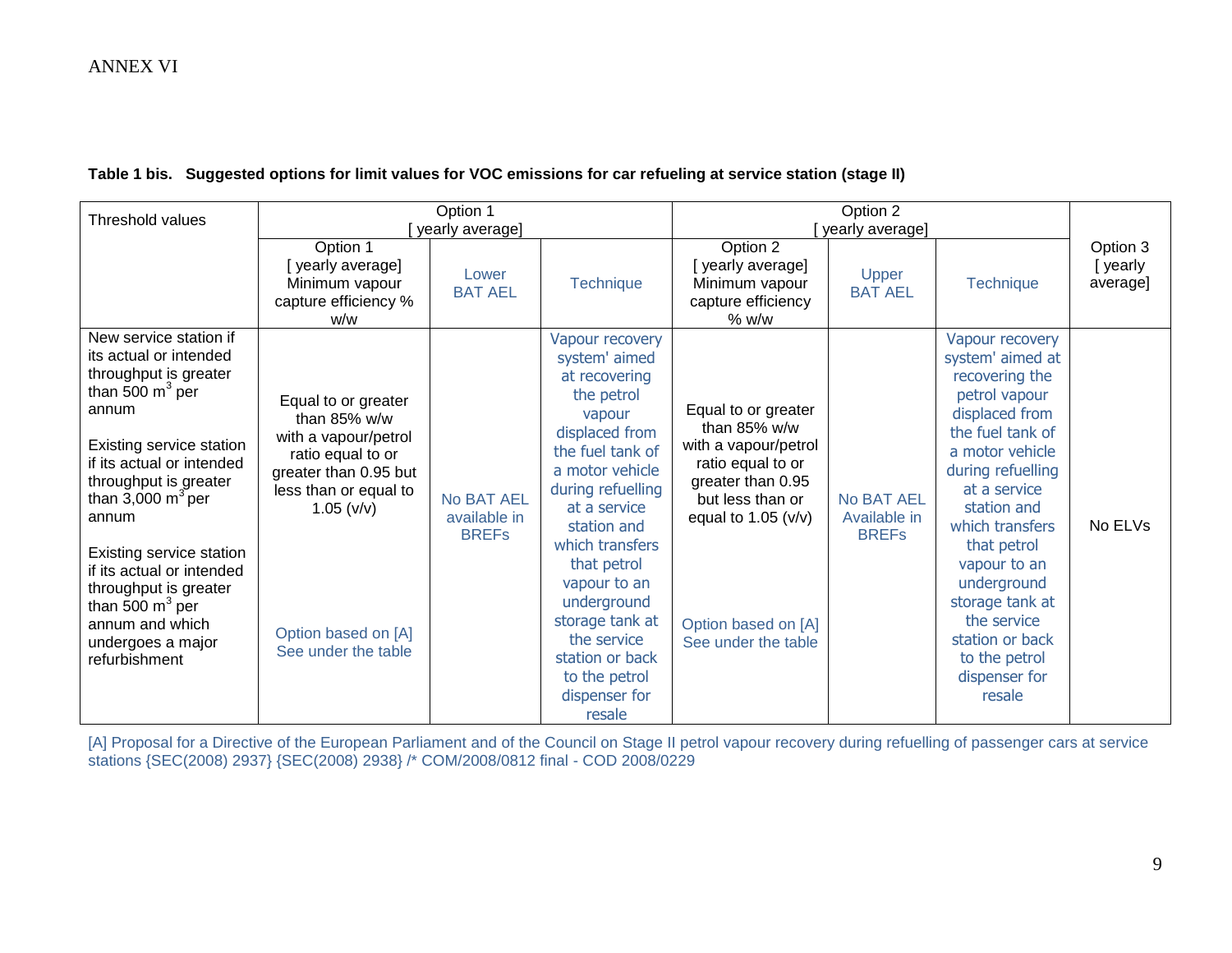ANNEX VI

**Table 1 bis. Suggested options for limit values for VOC emissions for car refueling at service station (stage II)**

| Threshold values | Option 1 [ yearly average] | | | Option 2 [ yearly average] | | | Option 3 [ yearly average] |
|---|---|---|---|---|---|---|---|
| | Option 1 [ yearly average] Minimum vapour capture efficiency % w/w | Lower BAT AEL | Technique | Option 2 [ yearly average] Minimum vapour capture efficiency % w/w | Upper BAT AEL | Technique | |
| New service station if its actual or intended throughput is greater than 500 $m^3$ per annum<br><br>Existing service station if its actual or intended throughput is greater than 3,000 $m^3$ per annum<br><br>Existing service station if its actual or intended throughput is greater than 500 $m^3$ per annum and which undergoes a major refurbishment | Equal to or greater than 85% w/w with a vapour/petrol ratio equal to or greater than 0.95 but less than or equal to 1.05 (v/v)<br><br>Option based on [A] See under the table | No BAT AEL available in BREFs | Vapour recovery system' aimed at recovering the petrol vapour displaced from the fuel tank of a motor vehicle during refuelling at a service station and which transfers that petrol vapour to an underground storage tank at the service station or back to the petrol dispenser for resale | Equal to or greater than 85% w/w with a vapour/petrol ratio equal to or greater than 0.95 but less than or equal to 1.05 (v/v)<br><br>Option based on [A] See under the table | No BAT AEL Available in BREFs | Vapour recovery system' aimed at recovering the petrol vapour displaced from the fuel tank of a motor vehicle during refuelling at a service station and which transfers that petrol vapour to an underground storage tank at the service station or back to the petrol dispenser for resale | No ELVs |

[A] Proposal for a Directive of the European Parliament and of the Council on Stage II petrol vapour recovery during refuelling of passenger cars at service stations {SEC(2008) 2937} {SEC(2008) 2938} /* COM/2008/0812 final - COD 2008/0229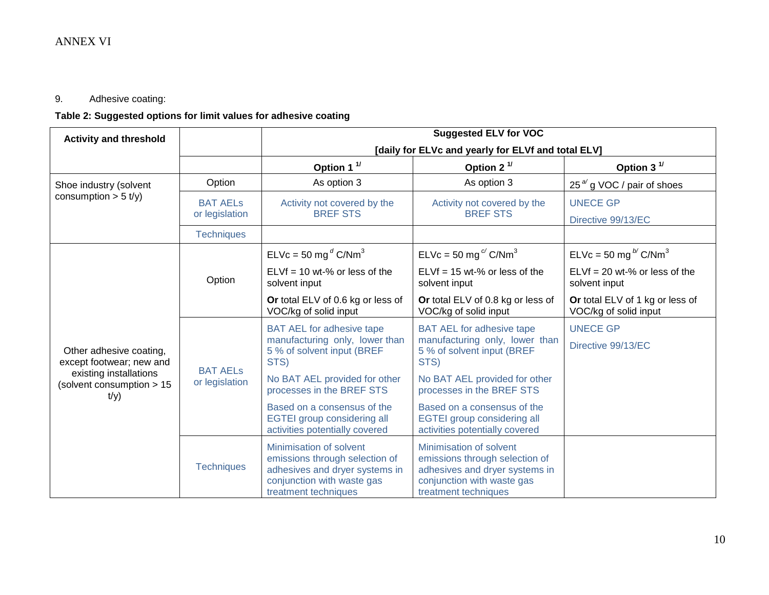ANNEX VI

9. Adhesive coating:

**Table 2: Suggested options for limit values for adhesive coating**

| Activity and threshold | | Suggested ELV for VOC [daily for ELVc and yearly for ELVf and total ELV] | | |
|---|---|---|---|---|
| | | **Option 1** [1/] | **Option 2** [1/] | **Option 3** [1/] |
| Shoe industry (solvent consumption > 5 t/y) | Option | As option 3 | As option 3 | 25 [a/] g VOC / pair of shoes |
| | BAT AELs or legislation | Activity not covered by the BREF STS | Activity not covered by the BREF STS | UNECE GP<br>Directive 99/13/EC |
| | Techniques | | | |
| Other adhesive coating, except footwear; new and existing installations (solvent consumption > 15 t/y) | Option | ELVc = 50 mg [d] C/Nm$^3$<br>ELVf = 10 wt-% or less of the solvent input<br>**Or** total ELV of 0.6 kg or less of VOC/kg of solid input | ELVc = 50 mg [c/] C/Nm$^3$<br>ELVf = 15 wt-% or less of the solvent input<br>**Or** total ELV of 0.8 kg or less of VOC/kg of solid input | ELVc = 50 mg [b/] C/Nm$^3$<br>ELVf = 20 wt-% or less of the solvent input<br>**Or** total ELV of 1 kg or less of VOC/kg of solid input |
| | BAT AELs or legislation | BAT AEL for adhesive tape manufacturing only, lower than 5 % of solvent input (BREF STS)<br>No BAT AEL provided for other processes in the BREF STS<br>Based on a consensus of the EGTEI group considering all activities potentially covered | BAT AEL for adhesive tape manufacturing only, lower than 5 % of solvent input (BREF STS)<br>No BAT AEL provided for other processes in the BREF STS<br>Based on a consensus of the EGTEI group considering all activities potentially covered | UNECE GP<br>Directive 99/13/EC |
| | Techniques | Minimisation of solvent emissions through selection of adhesives and dryer systems in conjunction with waste gas treatment techniques | Minimisation of solvent emissions through selection of adhesives and dryer systems in conjunction with waste gas treatment techniques | |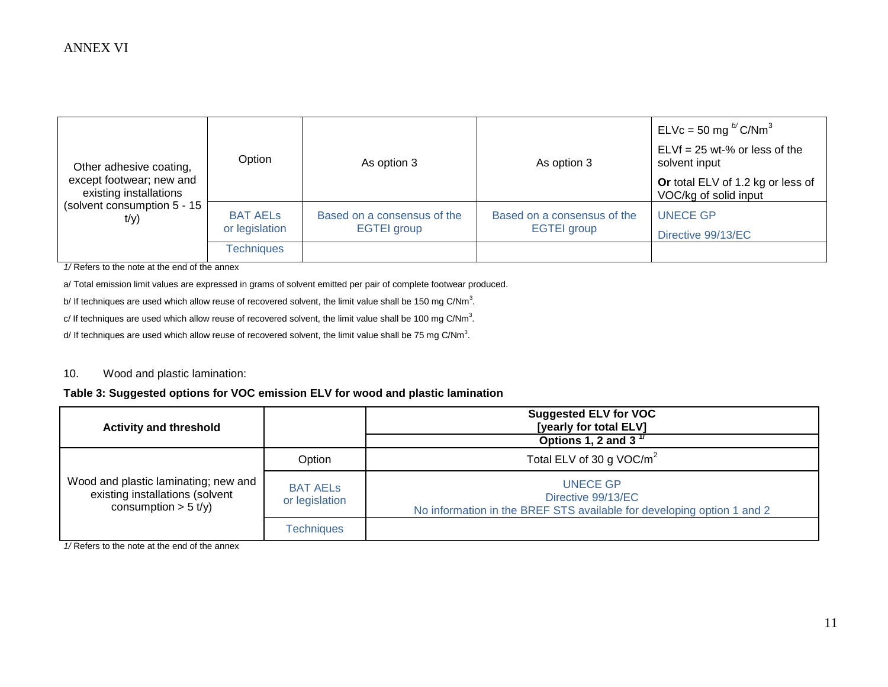ANNEX VI

| Other adhesive coating, except footwear; new and existing installations (solvent consumption 5 - 15 t/y) | Option | As option 3 | As option 3 | ELVc = 50 mg [b/] C/Nm$^3$<br>ELVf = 25 wt-% or less of the solvent input<br>**Or** total ELV of 1.2 kg or less of VOC/kg of solid input |
|---|---|---|---|---|
| | BAT AELs or legislation | Based on a consensus of the EGTEI group | Based on a consensus of the EGTEI group | UNECE GP<br>Directive 99/13/EC |
| | Techniques | | | |

*1/* Refers to the note at the end of the annex

a/ Total emission limit values are expressed in grams of solvent emitted per pair of complete footwear produced.

b/ If techniques are used which allow reuse of recovered solvent, the limit value shall be 150 mg C/Nm$^3$.

c/ If techniques are used which allow reuse of recovered solvent, the limit value shall be 100 mg C/Nm$^3$.

d/ If techniques are used which allow reuse of recovered solvent, the limit value shall be 75 mg C/Nm$^3$.

10. Wood and plastic lamination:

**Table 3: Suggested options for VOC emission ELV for wood and plastic lamination**

| **Activity and threshold** | | **Suggested ELV for VOC [yearly for total ELV]**<br>**Options 1, 2 and 3 [1/]** |
|---|---|---|
| Wood and plastic laminating; new and existing installations (solvent consumption > 5 t/y) | Option | Total ELV of 30 g VOC/m$^2$ |
| | BAT AELs or legislation | UNECE GP<br>Directive 99/13/EC<br>No information in the BREF STS available for developing option 1 and 2 |
| | Techniques | |

*1/* Refers to the note at the end of the annex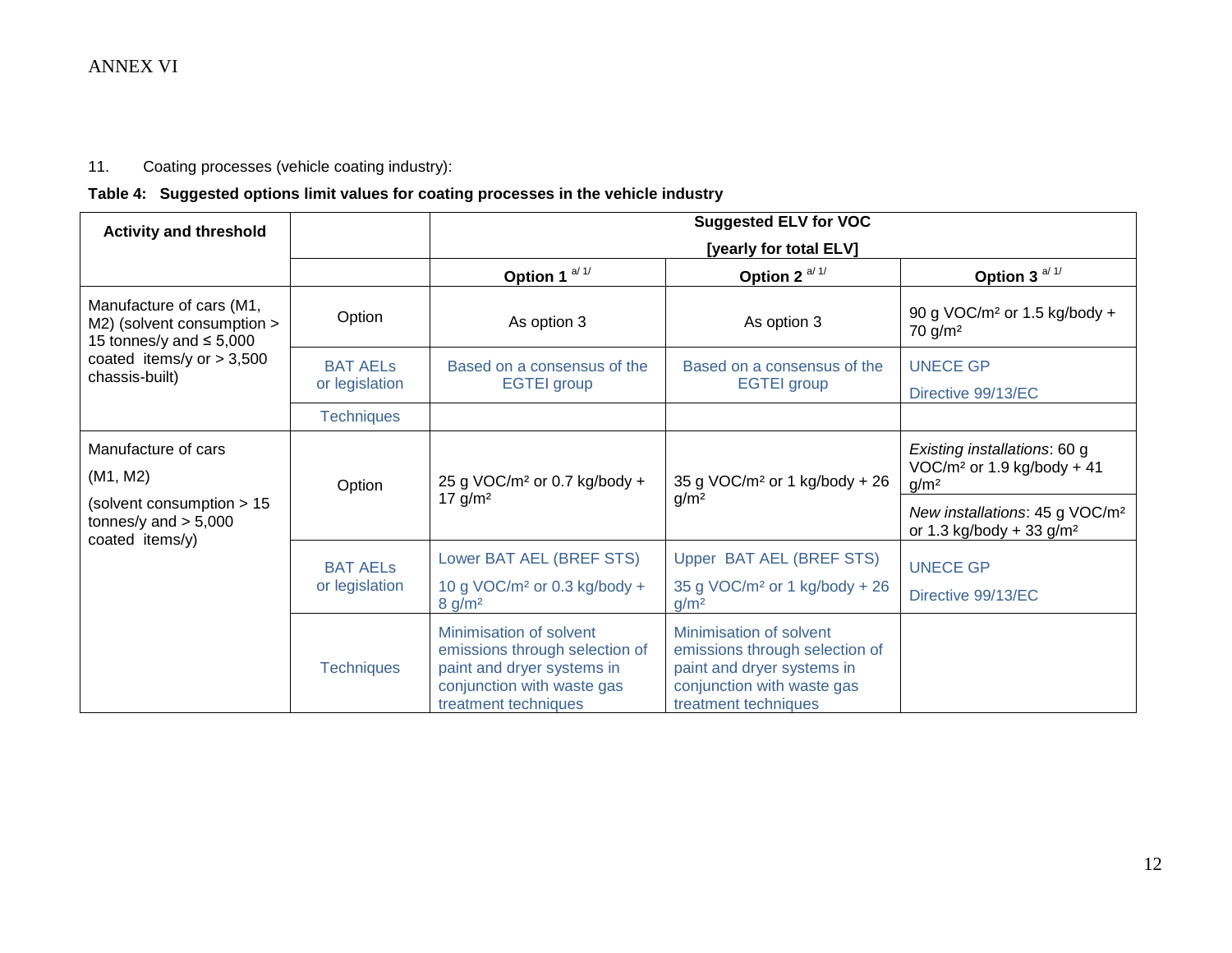ANNEX VI

11. Coating processes (vehicle coating industry):

**Table 4: Suggested options limit values for coating processes in the vehicle industry**

| Activity and threshold | | Suggested ELV for VOC [yearly for total ELV] | | |
|---|---|---|---|---|
| | | Option 1 [a/ 1/] | Option 2 [a/ 1/] | Option 3 [a/ 1/] |
| Manufacture of cars (M1, M2) (solvent consumption > 15 tonnes/y and ≤ 5,000 coated items/y or > 3,500 chassis-built) | Option | As option 3 | As option 3 | 90 g VOC/m² or 1.5 kg/body + 70 g/m² |
| | BAT AELs or legislation | Based on a consensus of the EGTEI group | Based on a consensus of the EGTEI group | UNECE GP<br>Directive 99/13/EC |
| | Techniques | | | |
| Manufacture of cars (M1, M2) (solvent consumption > 15 tonnes/y and > 5,000 coated items/y) | Option | 25 g VOC/m² or 0.7 kg/body + 17 g/m² | 35 g VOC/m² or 1 kg/body + 26 g/m² | *Existing installations*: 60 g VOC/m² or 1.9 kg/body + 41 g/m²<br>*New installations*: 45 g VOC/m² or 1.3 kg/body + 33 g/m² |
| | BAT AELs or legislation | Lower BAT AEL (BREF STS)<br>10 g VOC/m² or 0.3 kg/body + 8 g/m² | Upper BAT AEL (BREF STS)<br>35 g VOC/m² or 1 kg/body + 26 g/m² | UNECE GP<br>Directive 99/13/EC |
| | Techniques | Minimisation of solvent emissions through selection of paint and dryer systems in conjunction with waste gas treatment techniques | Minimisation of solvent emissions through selection of paint and dryer systems in conjunction with waste gas treatment techniques | |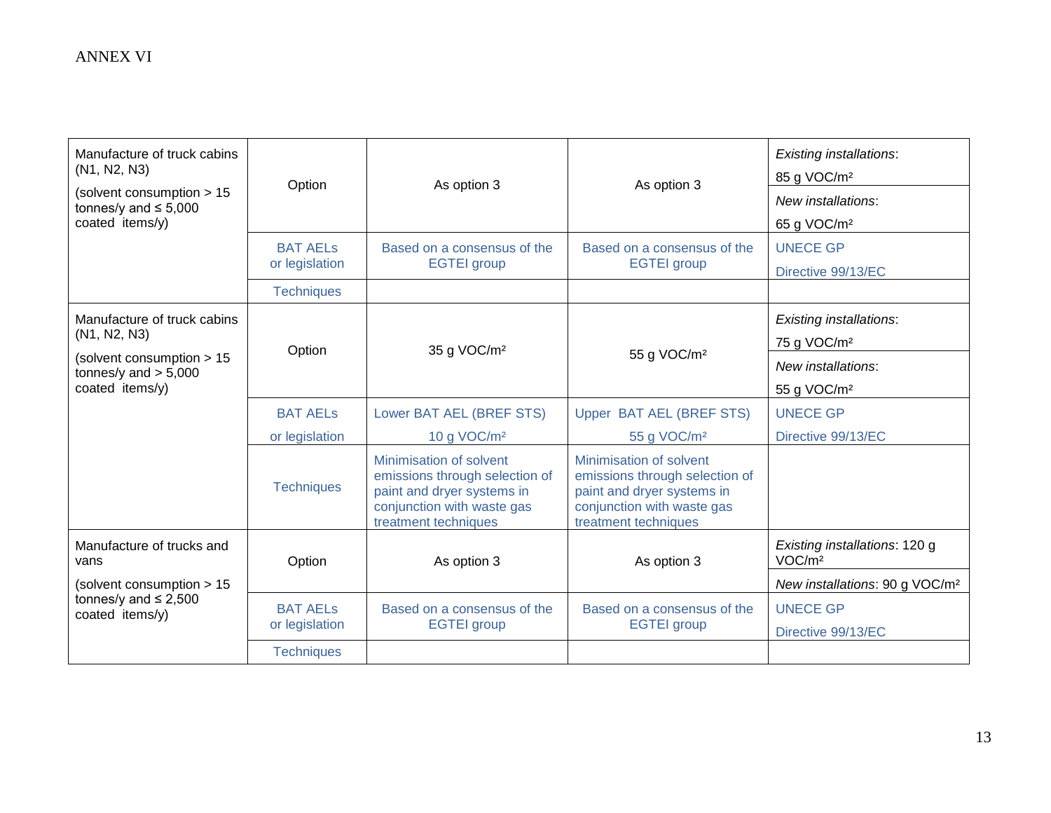ANNEX VI

| | | | | |
|---|---|---|---|---|
| Manufacture of truck cabins (N1, N2, N3) (solvent consumption > 15 tonnes/y and ≤ 5,000 coated items/y) | Option | As option 3 | As option 3 | *Existing installations*: 85 g VOC/m² <br> *New installations*: 65 g VOC/m² |
| | BAT AELs or legislation | Based on a consensus of the EGTEI group | Based on a consensus of the EGTEI group | UNECE GP <br> Directive 99/13/EC |
| | Techniques | | | |
| Manufacture of truck cabins (N1, N2, N3) (solvent consumption > 15 tonnes/y and > 5,000 coated items/y) | Option | 35 g VOC/m² | 55 g VOC/m² | *Existing installations*: 75 g VOC/m² <br> *New installations*: 55 g VOC/m² |
| | BAT AELs or legislation | Lower BAT AEL (BREF STS) 10 g VOC/m² | Upper BAT AEL (BREF STS) 55 g VOC/m² | UNECE GP <br> Directive 99/13/EC |
| | Techniques | Minimisation of solvent emissions through selection of paint and dryer systems in conjunction with waste gas treatment techniques | Minimisation of solvent emissions through selection of paint and dryer systems in conjunction with waste gas treatment techniques | |
| Manufacture of trucks and vans (solvent consumption > 15 tonnes/y and ≤ 2,500 coated items/y) | Option | As option 3 | As option 3 | *Existing installations*: 120 g VOC/m² <br> *New installations*: 90 g VOC/m² |
| | BAT AELs or legislation | Based on a consensus of the EGTEI group | Based on a consensus of the EGTEI group | UNECE GP <br> Directive 99/13/EC |
| | Techniques | | | |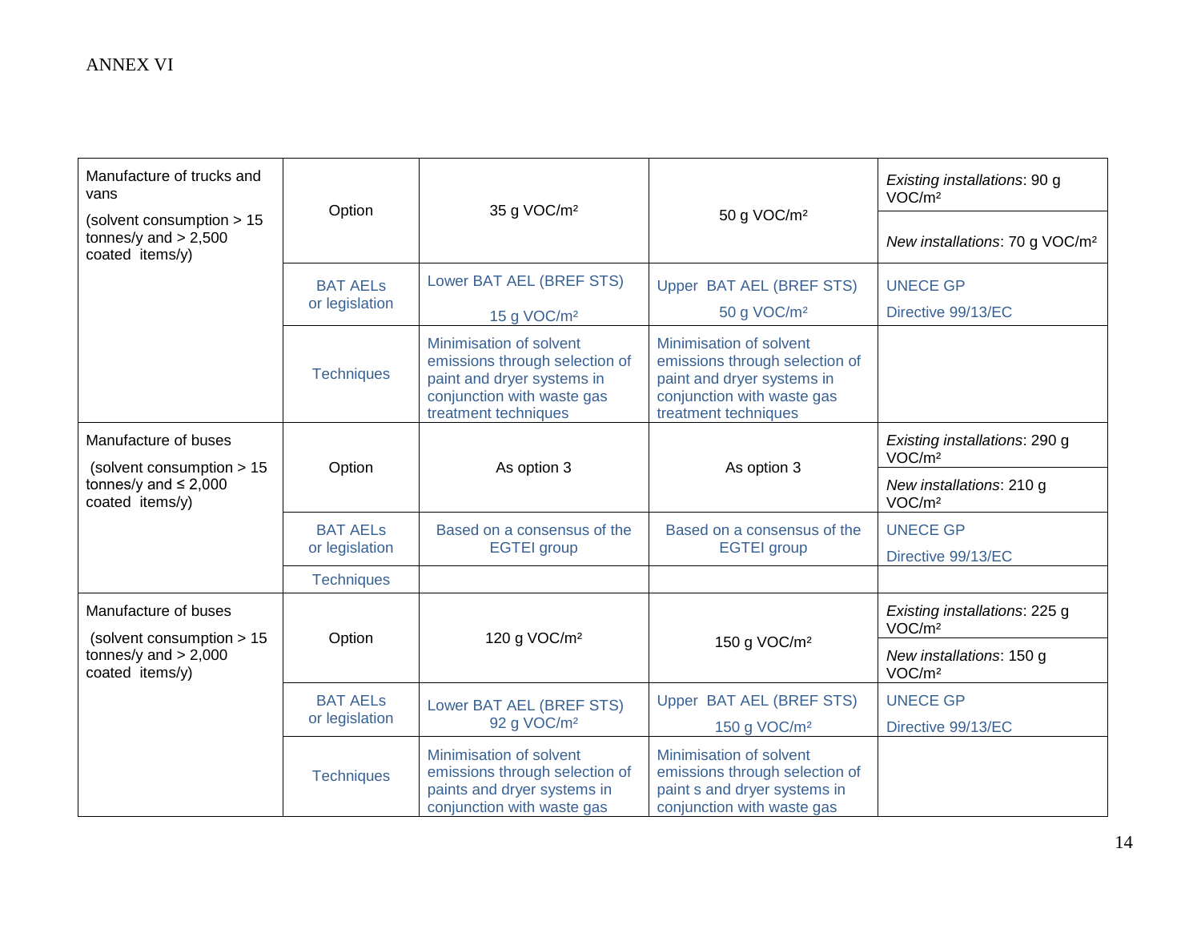ANNEX VI

| | | | | |
|---|---|---|---|---|
| Manufacture of trucks and vans (solvent consumption > 15 tonnes/y and > 2,500 coated items/y) | Option | 35 g VOC/m² | 50 g VOC/m² | *Existing installations*: 90 g VOC/m² <br> *New installations*: 70 g VOC/m² |
| | BAT AELs or legislation | Lower BAT AEL (BREF STS) 15 g VOC/m² | Upper BAT AEL (BREF STS) 50 g VOC/m² | UNECE GP <br> Directive 99/13/EC |
| | Techniques | Minimisation of solvent emissions through selection of paint and dryer systems in conjunction with waste gas treatment techniques | Minimisation of solvent emissions through selection of paint and dryer systems in conjunction with waste gas treatment techniques | |
| Manufacture of buses (solvent consumption > 15 tonnes/y and ≤ 2,000 coated items/y) | Option | As option 3 | As option 3 | *Existing installations*: 290 g VOC/m² <br> *New installations*: 210 g VOC/m² |
| | BAT AELs or legislation | Based on a consensus of the EGTEI group | Based on a consensus of the EGTEI group | UNECE GP <br> Directive 99/13/EC |
| | Techniques | | | |
| Manufacture of buses (solvent consumption > 15 tonnes/y and > 2,000 coated items/y) | Option | 120 g VOC/m² | 150 g VOC/m² | *Existing installations*: 225 g VOC/m² <br> *New installations*: 150 g VOC/m² |
| | BAT AELs or legislation | Lower BAT AEL (BREF STS) 92 g VOC/m² | Upper BAT AEL (BREF STS) 150 g VOC/m² | UNECE GP <br> Directive 99/13/EC |
| | Techniques | Minimisation of solvent emissions through selection of paints and dryer systems in conjunction with waste gas | Minimisation of solvent emissions through selection of paint s and dryer systems in conjunction with waste gas | |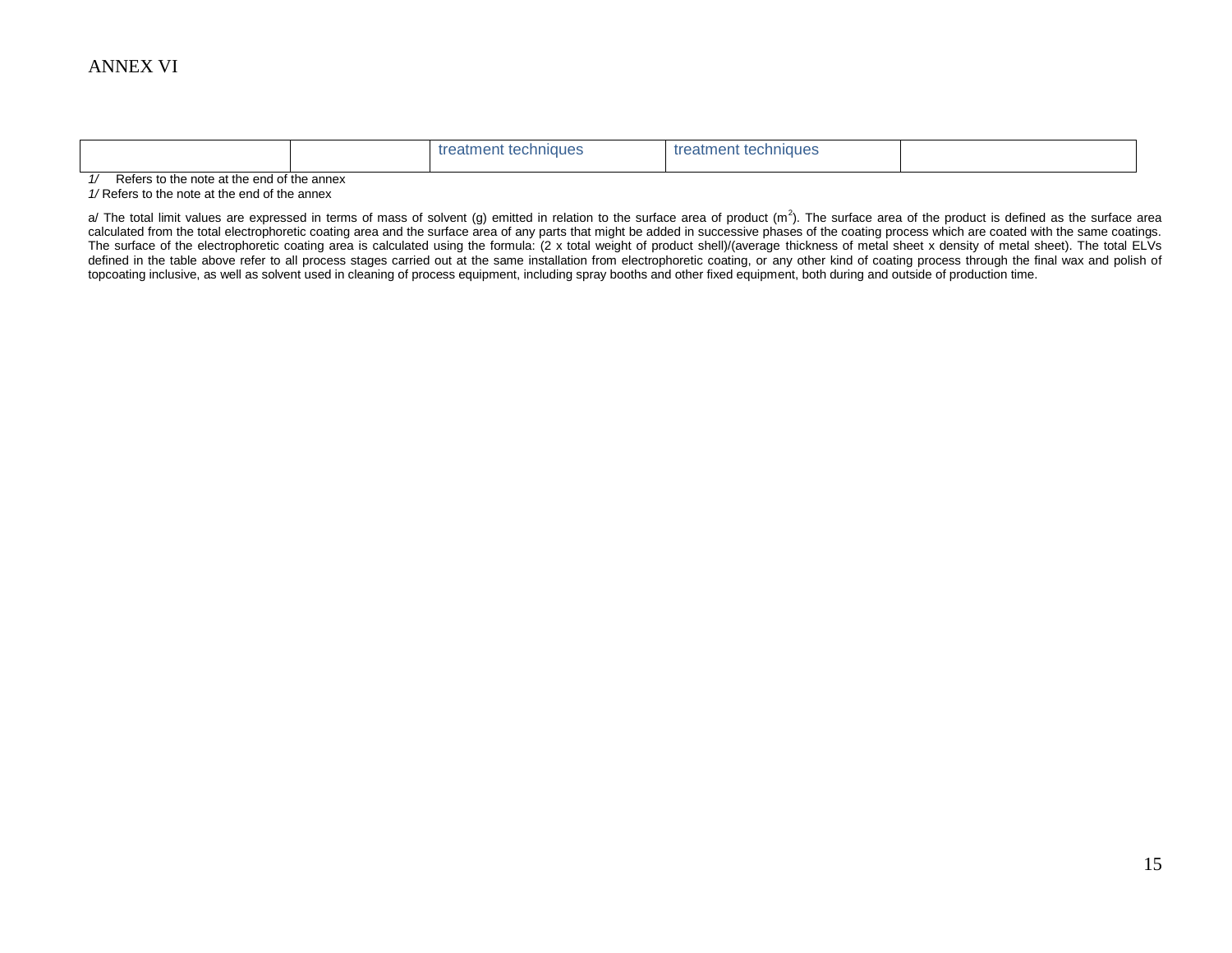ANNEX VI

| | | treatment techniques | treatment techniques | |
|---|---|---|---|---|

*1/* Refers to the note at the end of the annex

*1/* Refers to the note at the end of the annex

a/ The total limit values are expressed in terms of mass of solvent (g) emitted in relation to the surface area of product ($m^2$). The surface area of the product is defined as the surface area calculated from the total electrophoretic coating area and the surface area of any parts that might be added in successive phases of the coating process which are coated with the same coatings. The surface of the electrophoretic coating area is calculated using the formula: (2 x total weight of product shell)/(average thickness of metal sheet x density of metal sheet). The total ELVs defined in the table above refer to all process stages carried out at the same installation from electrophoretic coating, or any other kind of coating process through the final wax and polish of topcoating inclusive, as well as solvent used in cleaning of process equipment, including spray booths and other fixed equipment, both during and outside of production time.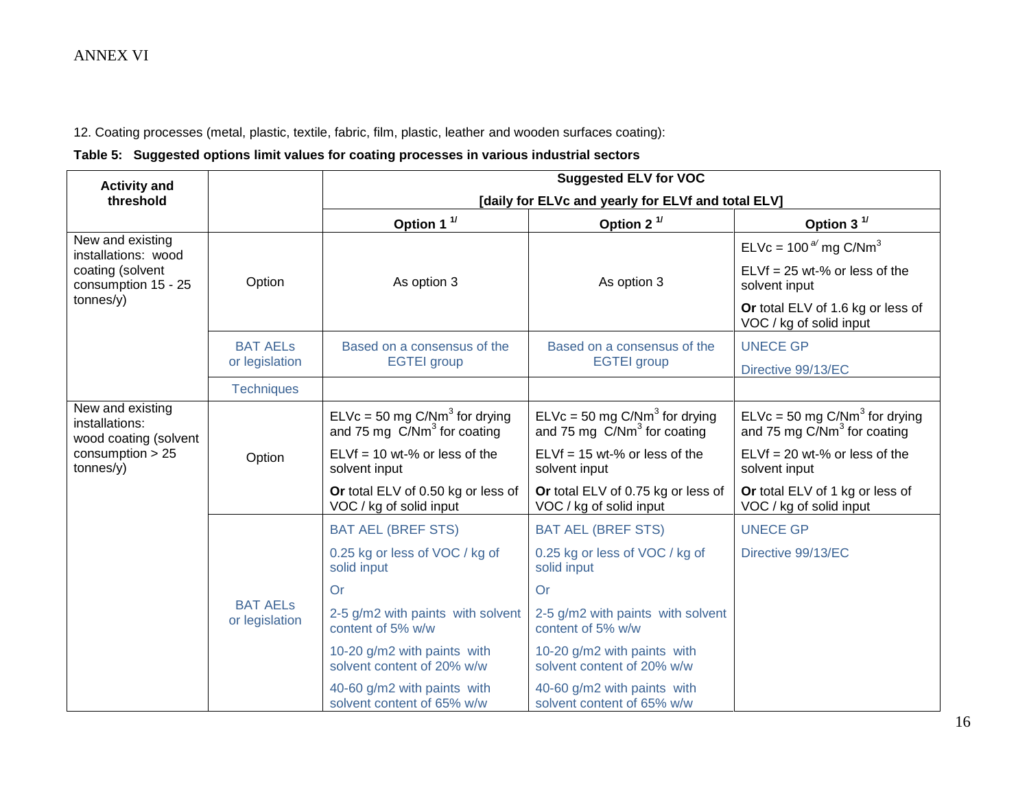ANNEX VI

12. Coating processes (metal, plastic, textile, fabric, film, plastic, leather and wooden surfaces coating):

**Table 5: Suggested options limit values for coating processes in various industrial sectors**

| Activity and threshold | | Suggested ELV for VOC [daily for ELVc and yearly for ELVf and total ELV] | | |
|---|---|---|---|---|
| | | Option 1 [1/] | Option 2 [1/] | Option 3 [1/] |
| New and existing installations: wood coating (solvent consumption 15 - 25 tonnes/y) | Option | As option 3 | As option 3 | ELVc = 100 [a/] mg C/$Nm^3$<br>ELVf = 25 wt-% or less of the solvent input<br>**Or** total ELV of 1.6 kg or less of VOC / kg of solid input |
| | BAT AELs or legislation | Based on a consensus of the EGTEI group | Based on a consensus of the EGTEI group | UNECE GP<br>Directive 99/13/EC |
| | Techniques | | | |
| New and existing installations: wood coating (solvent consumption > 25 tonnes/y) | Option | ELVc = 50 mg C/$Nm^3$ for drying and 75 mg C/$Nm^3$ for coating<br>ELVf = 10 wt-% or less of the solvent input<br>**Or** total ELV of 0.50 kg or less of VOC / kg of solid input | ELVc = 50 mg C/$Nm^3$ for drying and 75 mg C/$Nm^3$ for coating<br>ELVf = 15 wt-% or less of the solvent input<br>**Or** total ELV of 0.75 kg or less of VOC / kg of solid input | ELVc = 50 mg C/$Nm^3$ for drying and 75 mg C/$Nm^3$ for coating<br>ELVf = 20 wt-% or less of the solvent input<br>**Or** total ELV of 1 kg or less of VOC / kg of solid input |
| | BAT AELs or legislation | BAT AEL (BREF STS)<br>0.25 kg or less of VOC / kg of solid input<br>Or<br>2-5 g/m2 with paints with solvent content of 5% w/w<br>10-20 g/m2 with paints with solvent content of 20% w/w<br>40-60 g/m2 with paints with solvent content of 65% w/w | BAT AEL (BREF STS)<br>0.25 kg or less of VOC / kg of solid input<br>Or<br>2-5 g/m2 with paints with solvent content of 5% w/w<br>10-20 g/m2 with paints with solvent content of 20% w/w<br>40-60 g/m2 with paints with solvent content of 65% w/w | UNECE GP<br>Directive 99/13/EC |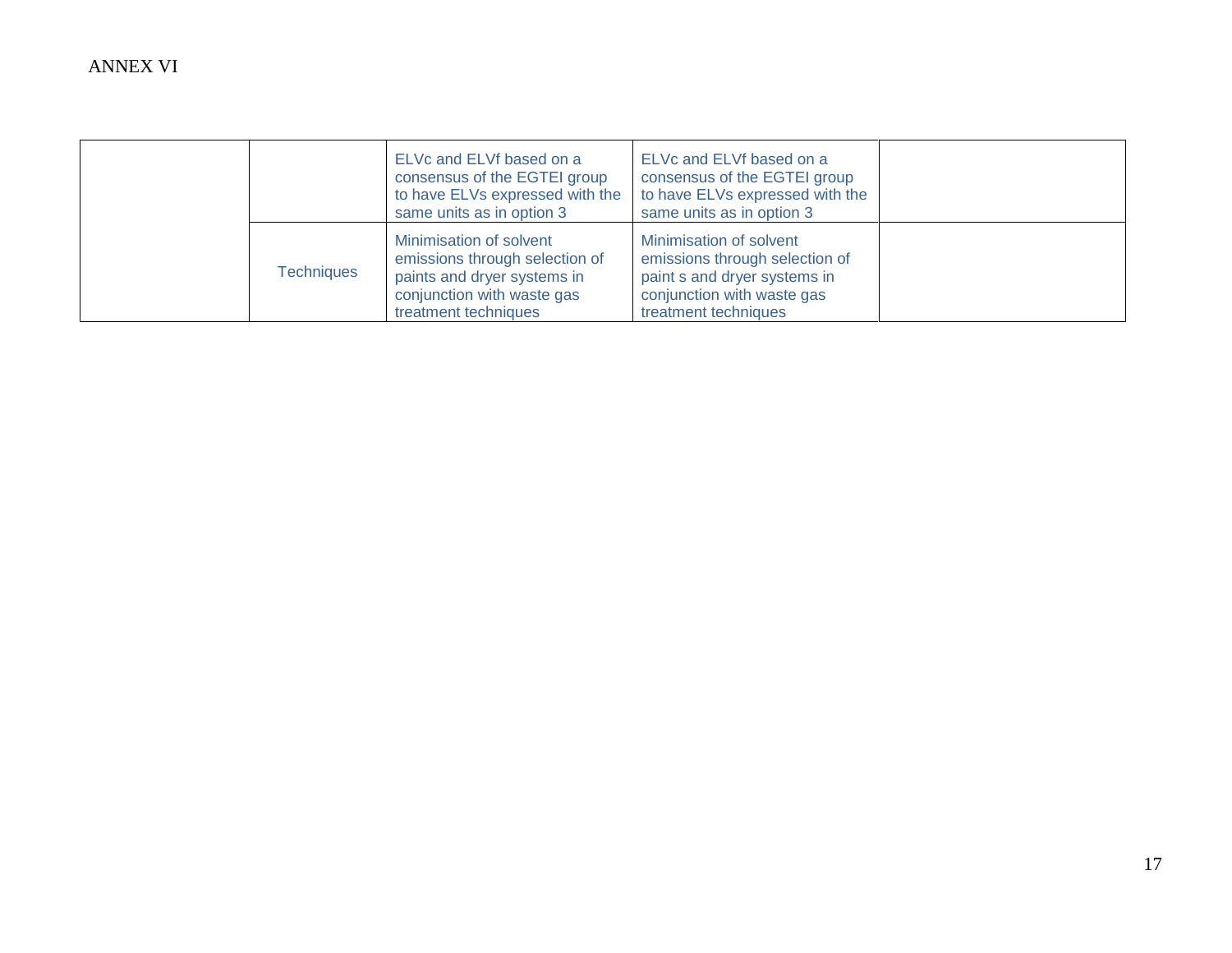ANNEX VI

| | | | | |
|---|---|---|---|---|
| | | ELVc and ELVf based on a consensus of the EGTEI group to have ELVs expressed with the same units as in option 3 | ELVc and ELVf based on a consensus of the EGTEI group to have ELVs expressed with the same units as in option 3 | |
| | Techniques | Minimisation of solvent emissions through selection of paints and dryer systems in conjunction with waste gas treatment techniques | Minimisation of solvent emissions through selection of paint s and dryer systems in conjunction with waste gas treatment techniques | |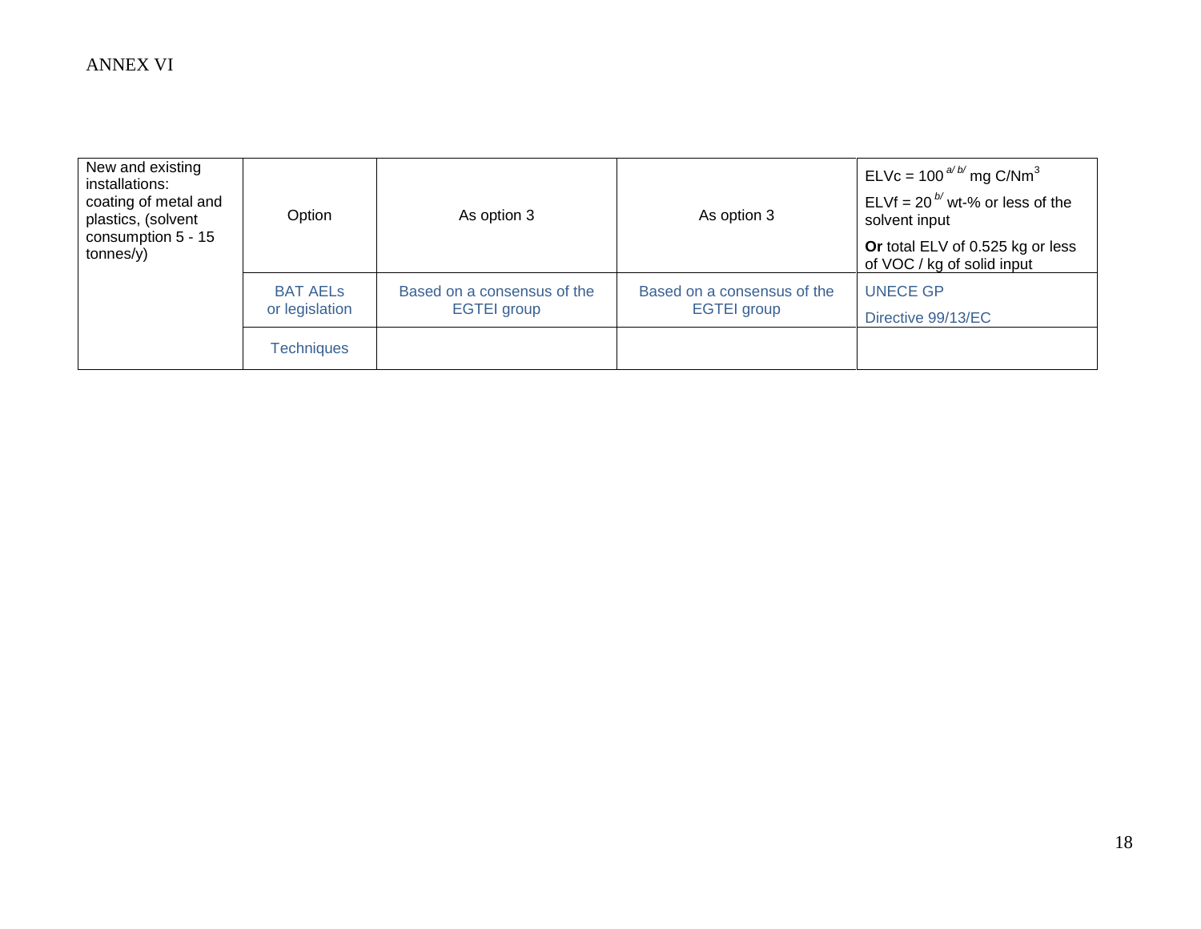ANNEX VI

| New and existing installations: coating of metal and plastics, (solvent consumption 5 - 15 tonnes/y) | Option | As option 3 | As option 3 | ELVc = 100 [a/ b/] mg C/Nm$^3$<br>ELVf = 20 [b/] wt-% or less of the solvent input<br>**Or** total ELV of 0.525 kg or less of VOC / kg of solid input |
|---|---|---|---|---|
| | BAT AELs or legislation | Based on a consensus of the EGTEI group | Based on a consensus of the EGTEI group | UNECE GP<br>Directive 99/13/EC |
| | Techniques | | | |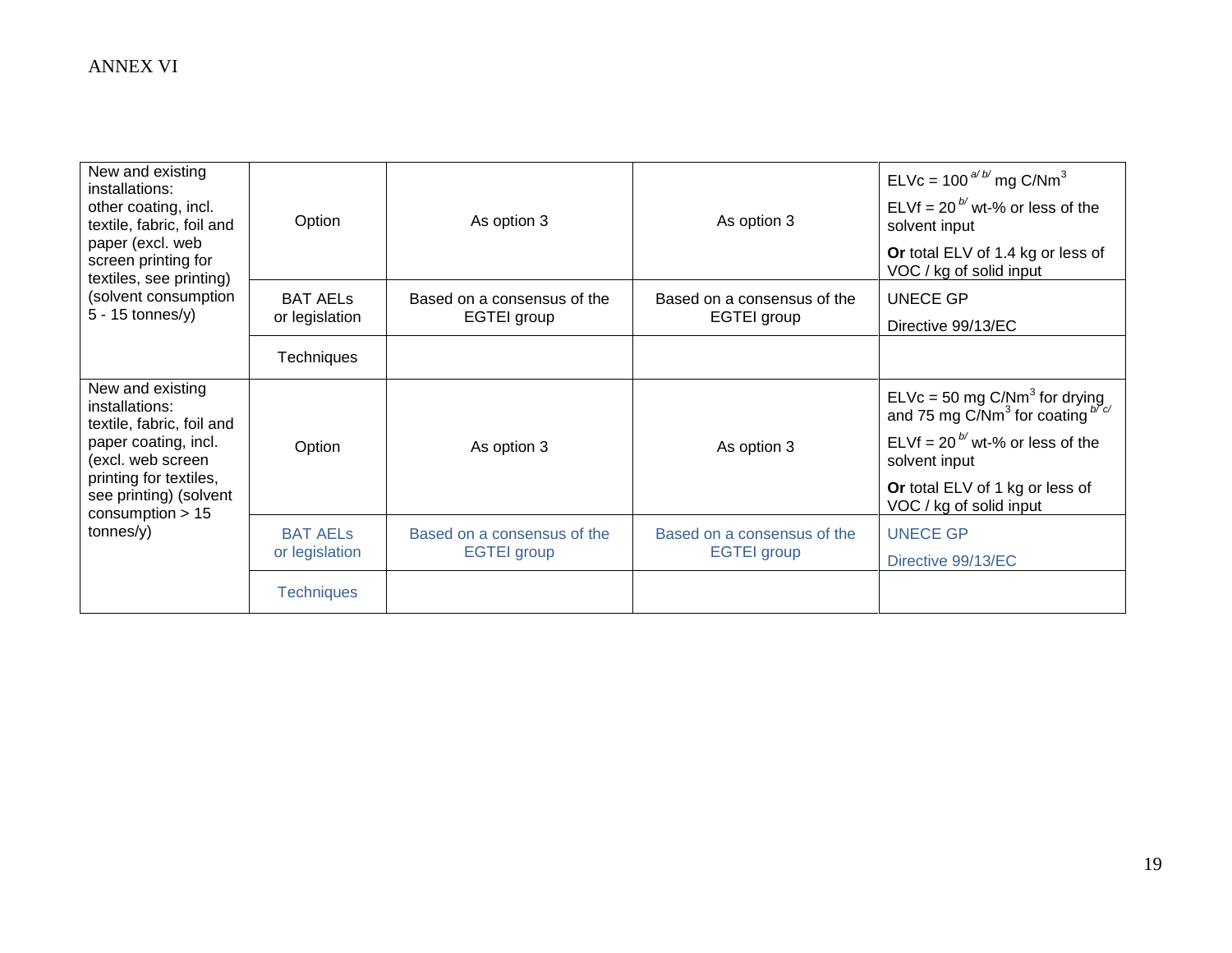ANNEX VI

| | | | | |
|---|---|---|---|---|
| New and existing installations: other coating, incl. textile, fabric, foil and paper (excl. web screen printing for textiles, see printing) (solvent consumption 5 - 15 tonnes/y) | Option | As option 3 | As option 3 | ELVc = 100 [a/ b/] mg C/$Nm^3$<br><br>ELVf = 20 [b/] wt-% or less of the solvent input<br><br>**Or** total ELV of 1.4 kg or less of VOC / kg of solid input |
| | BAT AELs or legislation | Based on a consensus of the EGTEI group | Based on a consensus of the EGTEI group | UNECE GP<br><br>Directive 99/13/EC |
| | Techniques | | | |
| New and existing installations: textile, fabric, foil and paper coating, incl. (excl. web screen printing for textiles, see printing) (solvent consumption > 15 tonnes/y) | Option | As option 3 | As option 3 | ELVc = 50 mg C/$Nm^3$ for drying and 75 mg C/$Nm^3$ for coating [b/ c/]<br><br>ELVf = 20 [b/] wt-% or less of the solvent input<br><br>**Or** total ELV of 1 kg or less of VOC / kg of solid input |
| | BAT AELs or legislation | Based on a consensus of the EGTEI group | Based on a consensus of the EGTEI group | UNECE GP<br><br>Directive 99/13/EC |
| | Techniques | | | |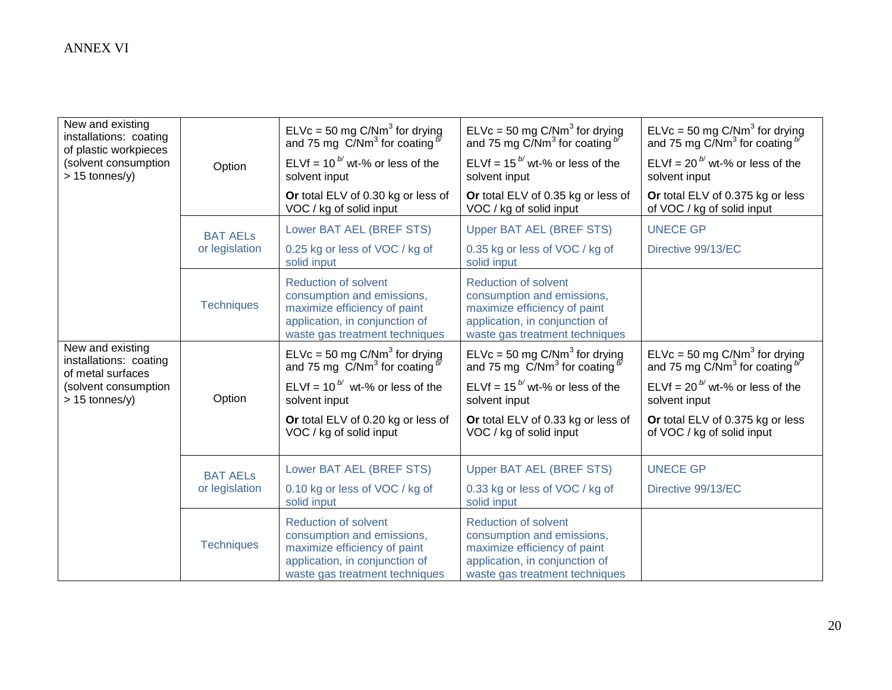ANNEX VI

| | | | | |
|---|---|---|---|---|
| New and existing installations: coating of plastic workpieces (solvent consumption > 15 tonnes/y) | Option | ELVc = 50 mg C/Nm$^3$ for drying and 75 mg C/Nm$^3$ for coating [b/]<br><br>ELVf = 10 [b/] wt-% or less of the solvent input<br><br>**Or** total ELV of 0.30 kg or less of VOC / kg of solid input | ELVc = 50 mg C/Nm$^3$ for drying and 75 mg C/Nm$^3$ for coating [b/]<br><br>ELVf = 15 [b/] wt-% or less of the solvent input<br><br>**Or** total ELV of 0.35 kg or less of VOC / kg of solid input | ELVc = 50 mg C/Nm$^3$ for drying and 75 mg C/Nm$^3$ for coating [b/]<br><br>ELVf = 20 [b/] wt-% or less of the solvent input<br><br>**Or** total ELV of 0.375 kg or less of VOC / kg of solid input |
| | BAT AELs or legislation | Lower BAT AEL (BREF STS)<br><br>0.25 kg or less of VOC / kg of solid input | Upper BAT AEL (BREF STS)<br><br>0.35 kg or less of VOC / kg of solid input | UNECE GP<br><br>Directive 99/13/EC |
| | Techniques | Reduction of solvent consumption and emissions, maximize efficiency of paint application, in conjunction of waste gas treatment techniques | Reduction of solvent consumption and emissions, maximize efficiency of paint application, in conjunction of waste gas treatment techniques | |
| New and existing installations: coating of metal surfaces (solvent consumption > 15 tonnes/y) | Option | ELVc = 50 mg C/Nm$^3$ for drying and 75 mg C/Nm$^3$ for coating [b/]<br><br>ELVf = 10 [b/] wt-% or less of the solvent input<br><br>**Or** total ELV of 0.20 kg or less of VOC / kg of solid input | ELVc = 50 mg C/Nm$^3$ for drying and 75 mg C/Nm$^3$ for coating [b/]<br><br>ELVf = 15 [b/] wt-% or less of the solvent input<br><br>**Or** total ELV of 0.33 kg or less of VOC / kg of solid input | ELVc = 50 mg C/Nm$^3$ for drying and 75 mg C/Nm$^3$ for coating [b/]<br><br>ELVf = 20 [b/] wt-% or less of the solvent input<br><br>**Or** total ELV of 0.375 kg or less of VOC / kg of solid input |
| | BAT AELs or legislation | Lower BAT AEL (BREF STS)<br><br>0.10 kg or less of VOC / kg of solid input | Upper BAT AEL (BREF STS)<br><br>0.33 kg or less of VOC / kg of solid input | UNECE GP<br><br>Directive 99/13/EC |
| | Techniques | Reduction of solvent consumption and emissions, maximize efficiency of paint application, in conjunction of waste gas treatment techniques | Reduction of solvent consumption and emissions, maximize efficiency of paint application, in conjunction of waste gas treatment techniques | |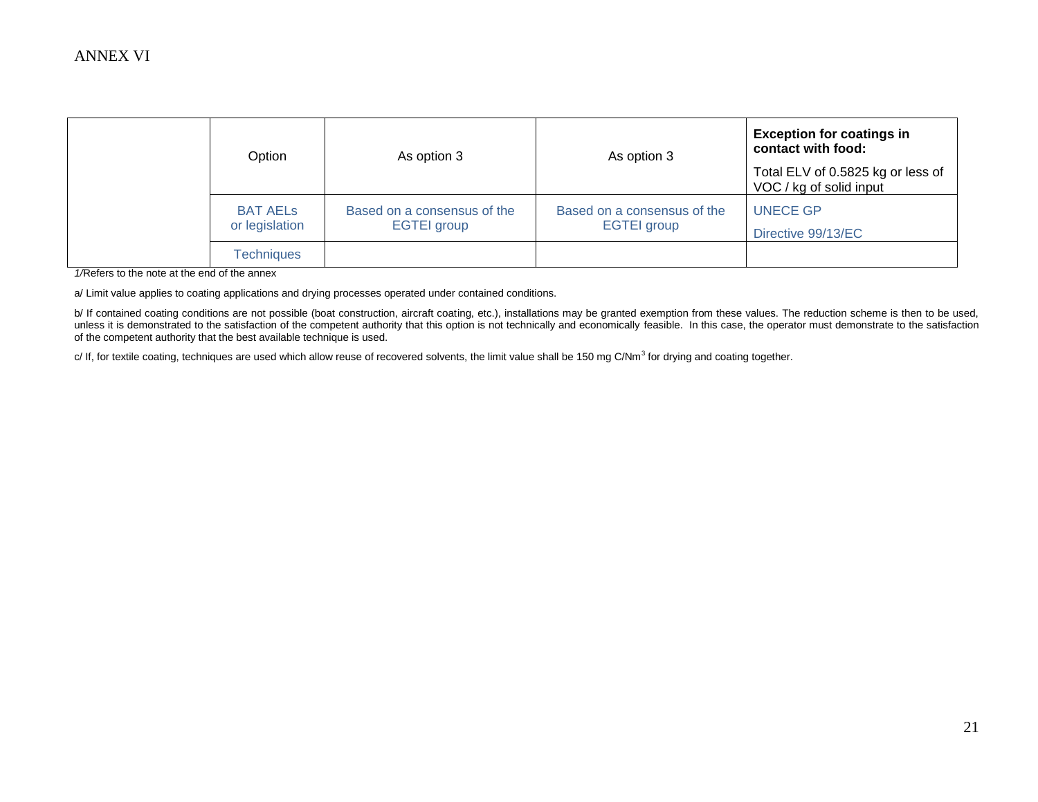ANNEX VI

| | | | | |
|---|---|---|---|---|
| | Option | As option 3 | As option 3 | **Exception for coatings in contact with food:** Total ELV of 0.5825 kg or less of VOC / kg of solid input |
| | BAT AELs or legislation | Based on a consensus of the EGTEI group | Based on a consensus of the EGTEI group | UNECE GP Directive 99/13/EC |
| | Techniques | | | |

*1/*Refers to the note at the end of the annex

a/ Limit value applies to coating applications and drying processes operated under contained conditions.

b/ If contained coating conditions are not possible (boat construction, aircraft coating, etc.), installations may be granted exemption from these values. The reduction scheme is then to be used, unless it is demonstrated to the satisfaction of the competent authority that this option is not technically and economically feasible. In this case, the operator must demonstrate to the satisfaction of the competent authority that the best available technique is used.

c/ If, for textile coating, techniques are used which allow reuse of recovered solvents, the limit value shall be 150 mg C/Nm$^3$ for drying and coating together.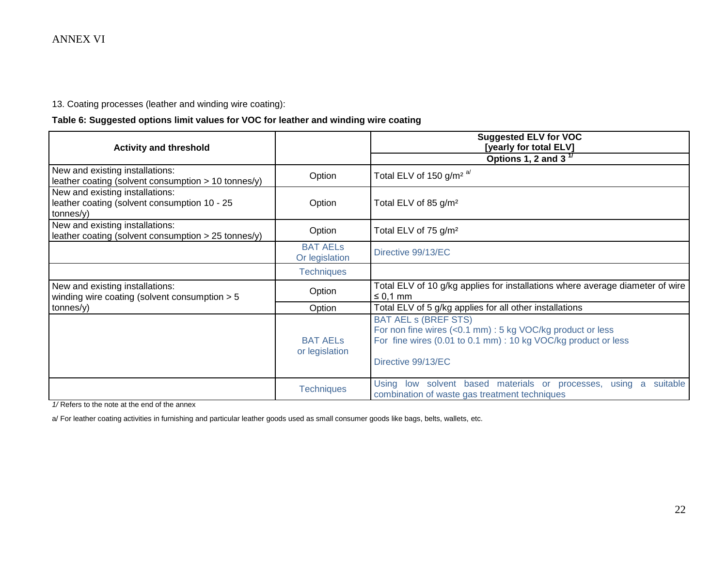ANNEX VI

13. Coating processes (leather and winding wire coating):

**Table 6: Suggested options limit values for VOC for leather and winding wire coating**

| Activity and threshold | | Suggested ELV for VOC [yearly for total ELV] Options 1, 2 and 3 [1/] |
|---|---|---|
| New and existing installations: leather coating (solvent consumption > 10 tonnes/y) | Option | Total ELV of 150 g/m² [a/] |
| New and existing installations: leather coating (solvent consumption 10 - 25 tonnes/y) | Option | Total ELV of 85 g/m² |
| New and existing installations: leather coating (solvent consumption > 25 tonnes/y) | Option | Total ELV of 75 g/m² |
| | BAT AELs Or legislation | Directive 99/13/EC |
| | Techniques | |
| New and existing installations: winding wire coating (solvent consumption > 5 tonnes/y) | Option | Total ELV of 10 g/kg applies for installations where average diameter of wire ≤ 0,1 mm |
| | Option | Total ELV of 5 g/kg applies for all other installations |
| | BAT AELs or legislation | BAT AEL s (BREF STS)<br>For non fine wires (<0.1 mm) : 5 kg VOC/kg product or less<br>For fine wires (0.01 to 0.1 mm) : 10 kg VOC/kg product or less<br><br>Directive 99/13/EC |
| | Techniques | Using low solvent based materials or processes, using a suitable combination of waste gas treatment techniques |

*1/* Refers to the note at the end of the annex

a/ For leather coating activities in furnishing and particular leather goods used as small consumer goods like bags, belts, wallets, etc.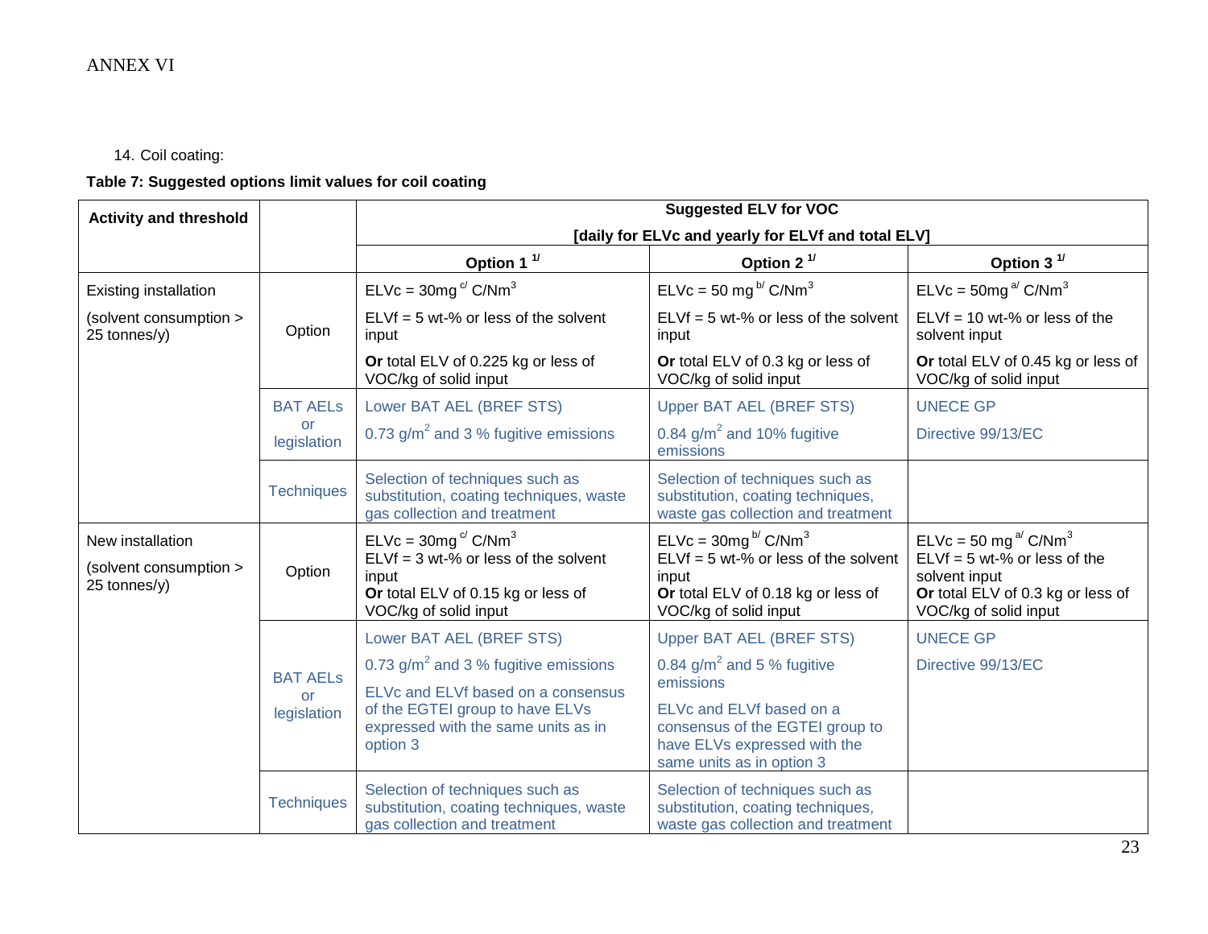ANNEX VI

14. Coil coating:

**Table 7: Suggested options limit values for coil coating**

| **Activity and threshold** | | **Suggested ELV for VOC [daily for ELVc and yearly for ELVf and total ELV]** | | |
|---|---|---|---|---|
| | | **Option 1 [1/]** | **Option 2 [1/]** | **Option 3 [1/]** |
| Existing installation (solvent consumption > 25 tonnes/y) | Option | ELVc = 30mg [c/] C/Nm$^3$ ELVf = 5 wt-% or less of the solvent input **Or** total ELV of 0.225 kg or less of VOC/kg of solid input | ELVc = 50 mg [b/] C/Nm$^3$ ELVf = 5 wt-% or less of the solvent input **Or** total ELV of 0.3 kg or less of VOC/kg of solid input | ELVc = 50mg [a/] C/Nm$^3$ ELVf = 10 wt-% or less of the solvent input **Or** total ELV of 0.45 kg or less of VOC/kg of solid input |
| | BAT AELs or legislation | Lower BAT AEL (BREF STS) 0.73 g/m$^2$ and 3 % fugitive emissions | Upper BAT AEL (BREF STS) 0.84 g/m$^2$ and 10% fugitive emissions | UNECE GP Directive 99/13/EC |
| | Techniques | Selection of techniques such as substitution, coating techniques, waste gas collection and treatment | Selection of techniques such as substitution, coating techniques, waste gas collection and treatment | |
| New installation (solvent consumption > 25 tonnes/y) | Option | ELVc = 30mg [c/] C/Nm$^3$ ELVf = 3 wt-% or less of the solvent input **Or** total ELV of 0.15 kg or less of VOC/kg of solid input | ELVc = 30mg [b/] C/Nm$^3$ ELVf = 5 wt-% or less of the solvent input **Or** total ELV of 0.18 kg or less of VOC/kg of solid input | ELVc = 50 mg [a/] C/Nm$^3$ ELVf = 5 wt-% or less of the solvent input **Or** total ELV of 0.3 kg or less of VOC/kg of solid input |
| | BAT AELs or legislation | Lower BAT AEL (BREF STS) 0.73 g/m$^2$ and 3 % fugitive emissions ELVc and ELVf based on a consensus of the EGTEI group to have ELVs expressed with the same units as in option 3 | Upper BAT AEL (BREF STS) 0.84 g/m$^2$ and 5 % fugitive emissions ELVc and ELVf based on a consensus of the EGTEI group to have ELVs expressed with the same units as in option 3 | UNECE GP Directive 99/13/EC |
| | Techniques | Selection of techniques such as substitution, coating techniques, waste gas collection and treatment | Selection of techniques such as substitution, coating techniques, waste gas collection and treatment | |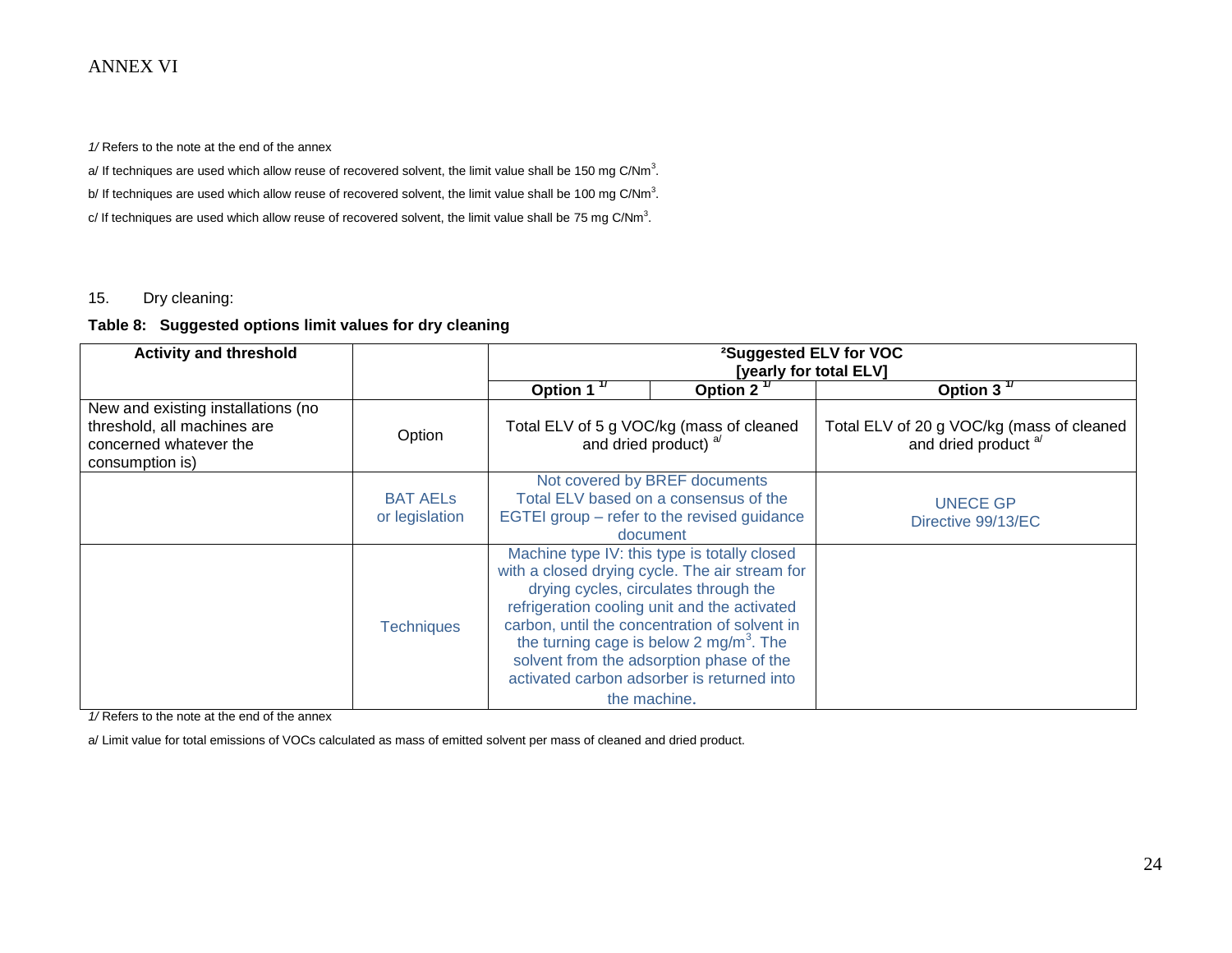ANNEX VI

*1/* Refers to the note at the end of the annex

a/ If techniques are used which allow reuse of recovered solvent, the limit value shall be 150 mg C/Nm$^3$.

b/ If techniques are used which allow reuse of recovered solvent, the limit value shall be 100 mg C/Nm$^3$.

c/ If techniques are used which allow reuse of recovered solvent, the limit value shall be 75 mg C/Nm$^3$.

15. Dry cleaning:

**Table 8: Suggested options limit values for dry cleaning**

| **Activity and threshold** | | **²Suggested ELV for VOC [yearly for total ELV]** | | |
|---|---|---|---|---|
| | | **Option 1 1/** | **Option 2 1/** | **Option 3 1/** |
| New and existing installations (no threshold, all machines are concerned whatever the consumption is) | Option | Total ELV of 5 g VOC/kg (mass of cleaned and dried product) a/ | | Total ELV of 20 g VOC/kg (mass of cleaned and dried product a/ |
| | BAT AELs or legislation | Not covered by BREF documents Total ELV based on a consensus of the EGTEI group – refer to the revised guidance document | | UNECE GP Directive 99/13/EC |
| | Techniques | Machine type IV: this type is totally closed with a closed drying cycle. The air stream for drying cycles, circulates through the refrigeration cooling unit and the activated carbon, until the concentration of solvent in the turning cage is below 2 mg/m$^3$. The solvent from the adsorption phase of the activated carbon adsorber is returned into the machine. | | |

*1/* Refers to the note at the end of the annex

a/ Limit value for total emissions of VOCs calculated as mass of emitted solvent per mass of cleaned and dried product.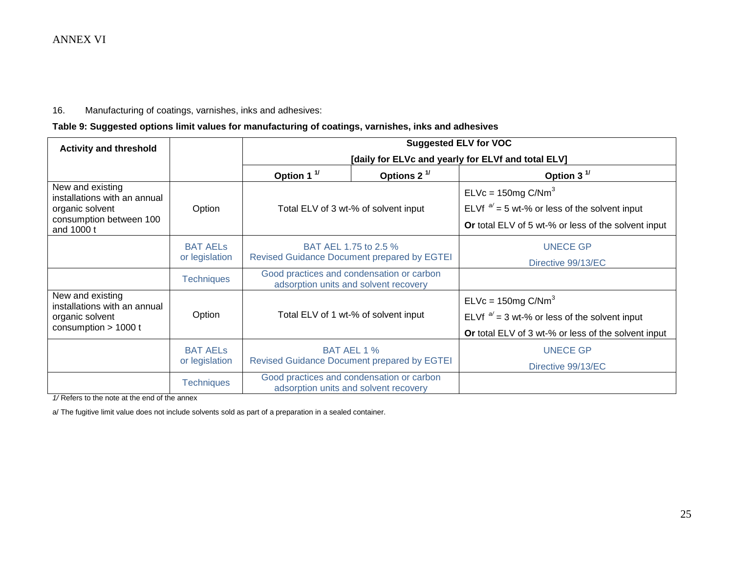ANNEX VI

16. Manufacturing of coatings, varnishes, inks and adhesives:

**Table 9: Suggested options limit values for manufacturing of coatings, varnishes, inks and adhesives**

| Activity and threshold | | Suggested ELV for VOC [daily for ELVc and yearly for ELVf and total ELV] | | |
|---|---|---|---|---|
| | | **Option 1** [1/] | **Options 2** [1/] | **Option 3** [1/] |
| New and existing installations with an annual organic solvent consumption between 100 and 1000 t | Option | Total ELV of 3 wt-% of solvent input | | ELVc = 150mg C/Nm$^3$<br>ELVf [a/] = 5 wt-% or less of the solvent input<br>**Or** total ELV of 5 wt-% or less of the solvent input |
| | BAT AELs or legislation | BAT AEL 1.75 to 2.5 %<br>Revised Guidance Document prepared by EGTEI | | UNECE GP<br>Directive 99/13/EC |
| | Techniques | Good practices and condensation or carbon adsorption units and solvent recovery | | |
| New and existing installations with an annual organic solvent consumption > 1000 t | Option | Total ELV of 1 wt-% of solvent input | | ELVc = 150mg C/Nm$^3$<br>ELVf [a/] = 3 wt-% or less of the solvent input<br>**Or** total ELV of 3 wt-% or less of the solvent input |
| | BAT AELs or legislation | BAT AEL 1 %<br>Revised Guidance Document prepared by EGTEI | | UNECE GP<br>Directive 99/13/EC |
| | Techniques | Good practices and condensation or carbon adsorption units and solvent recovery | | |

*1/* Refers to the note at the end of the annex

a/ The fugitive limit value does not include solvents sold as part of a preparation in a sealed container.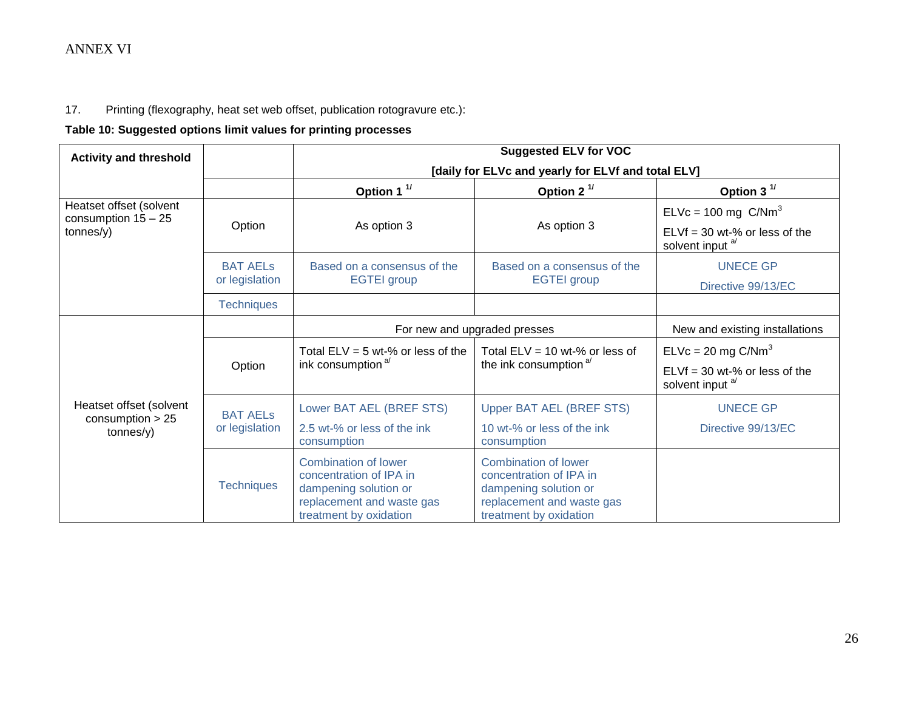ANNEX VI

17. Printing (flexography, heat set web offset, publication rotogravure etc.):

**Table 10: Suggested options limit values for printing processes**

| **Activity and threshold** | | **Suggested ELV for VOC [daily for ELVc and yearly for ELVf and total ELV]** | | |
|---|---|---|---|---|
| | | **Option 1** [1/] | **Option 2** [1/] | **Option 3** [1/] |
| Heatset offset (solvent consumption 15 – 25 tonnes/y) | Option | As option 3 | As option 3 | ELVc = 100 mg C/Nm$^3$ ELVf = 30 wt-% or less of the solvent input [a/] |
| | BAT AELs or legislation | Based on a consensus of the EGTEI group | Based on a consensus of the EGTEI group | UNECE GP Directive 99/13/EC |
| | Techniques | | | |
| Heatset offset (solvent consumption > 25 tonnes/y) | | For new and upgraded presses | | New and existing installations |
| | Option | Total ELV = 5 wt-% or less of the ink consumption [a/] | Total ELV = 10 wt-% or less of the ink consumption [a/] | ELVc = 20 mg C/Nm$^3$ ELVf = 30 wt-% or less of the solvent input [a/] |
| | BAT AELs or legislation | Lower BAT AEL (BREF STS) 2.5 wt-% or less of the ink consumption | Upper BAT AEL (BREF STS) 10 wt-% or less of the ink consumption | UNECE GP Directive 99/13/EC |
| | Techniques | Combination of lower concentration of IPA in dampening solution or replacement and waste gas treatment by oxidation | Combination of lower concentration of IPA in dampening solution or replacement and waste gas treatment by oxidation | |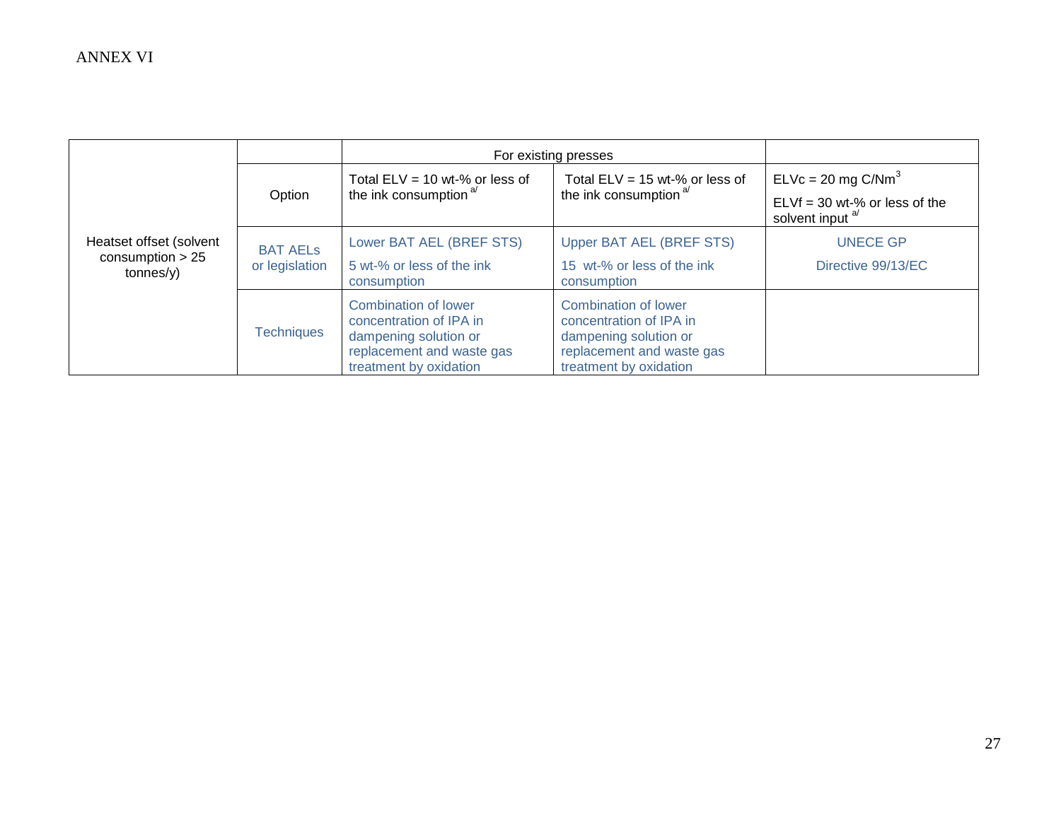ANNEX VI

| Heatset offset (solvent consumption > 25 tonnes/y) | | For existing presses | | |
|---|---|---|---|---|
| | Option | Total ELV = 10 wt-% or less of the ink consumption [a/] | Total ELV = 15 wt-% or less of the ink consumption [a/] | ELVc = 20 mg C/Nm$^3$<br>ELVf = 30 wt-% or less of the solvent input [a/] |
| | BAT AELs or legislation | Lower BAT AEL (BREF STS)<br>5 wt-% or less of the ink consumption | Upper BAT AEL (BREF STS)<br>15 wt-% or less of the ink consumption | UNECE GP<br>Directive 99/13/EC |
| | Techniques | Combination of lower concentration of IPA in dampening solution or replacement and waste gas treatment by oxidation | Combination of lower concentration of IPA in dampening solution or replacement and waste gas treatment by oxidation | |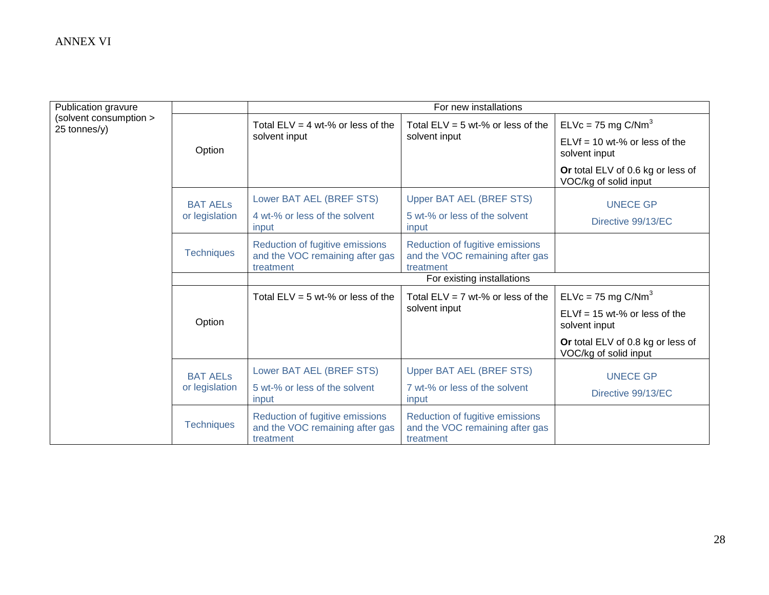ANNEX VI

| Publication gravure (solvent consumption > 25 tonnes/y) | | For new installations | | |
|---|---|---|---|---|
| | Option | Total ELV = 4 wt-% or less of the solvent input | Total ELV = 5 wt-% or less of the solvent input | ELVc = 75 mg C/$Nm^3$<br>ELVf = 10 wt-% or less of the solvent input<br>**Or** total ELV of 0.6 kg or less of VOC/kg of solid input |
| | BAT AELs or legislation | Lower BAT AEL (BREF STS)<br>4 wt-% or less of the solvent input | Upper BAT AEL (BREF STS)<br>5 wt-% or less of the solvent input | UNECE GP<br>Directive 99/13/EC |
| | Techniques | Reduction of fugitive emissions and the VOC remaining after gas treatment | Reduction of fugitive emissions and the VOC remaining after gas treatment | |
| | | For existing installations | | |
| | Option | Total ELV = 5 wt-% or less of the | Total ELV = 7 wt-% or less of the solvent input | ELVc = 75 mg C/$Nm^3$<br>ELVf = 15 wt-% or less of the solvent input<br>**Or** total ELV of 0.8 kg or less of VOC/kg of solid input |
| | BAT AELs or legislation | Lower BAT AEL (BREF STS)<br>5 wt-% or less of the solvent input | Upper BAT AEL (BREF STS)<br>7 wt-% or less of the solvent input | UNECE GP<br>Directive 99/13/EC |
| | Techniques | Reduction of fugitive emissions and the VOC remaining after gas treatment | Reduction of fugitive emissions and the VOC remaining after gas treatment | |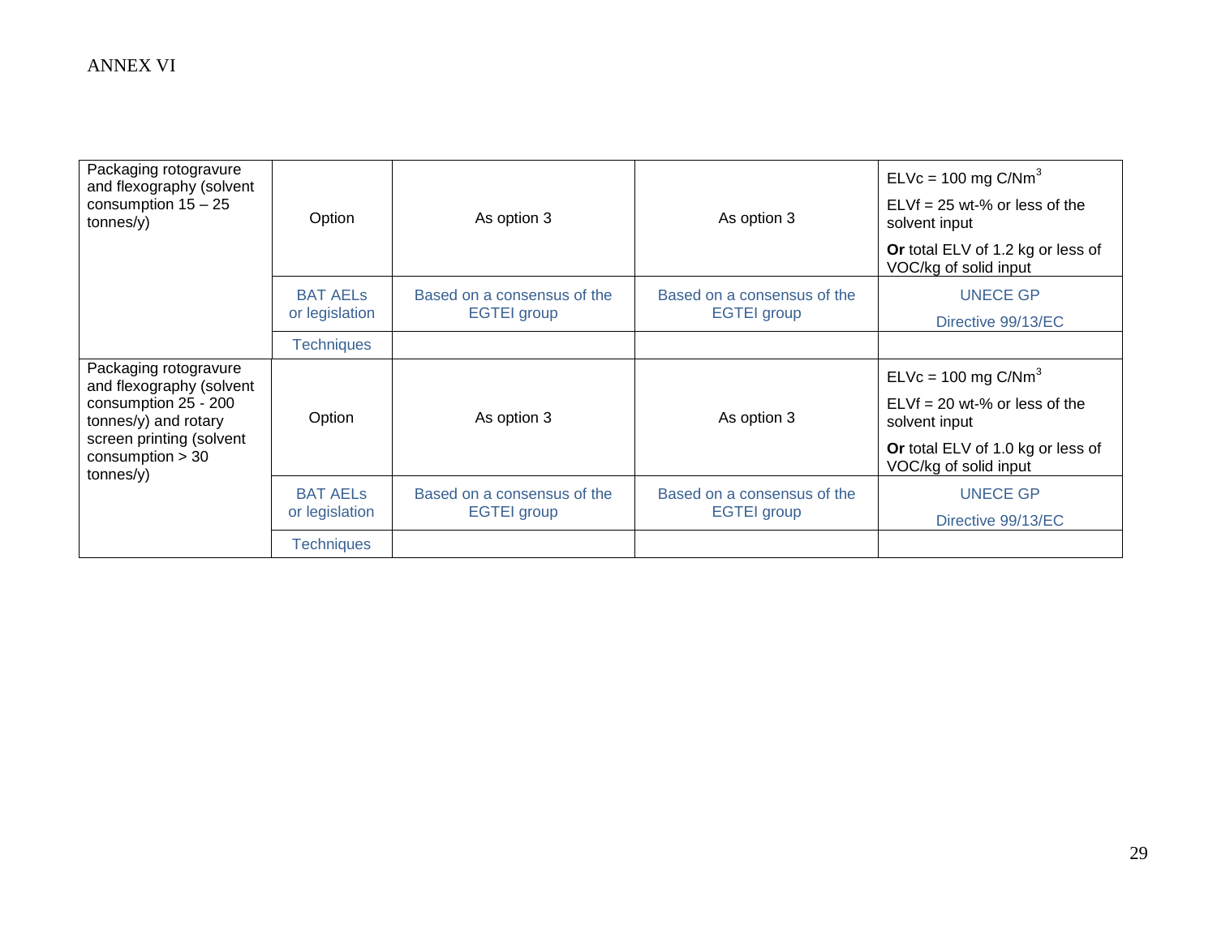ANNEX VI

| | | | | |
|---|---|---|---|---|
| Packaging rotogravure and flexography (solvent consumption 15 – 25 tonnes/y) | Option | As option 3 | As option 3 | ELVc = 100 mg C/$Nm^3$<br>ELVf = 25 wt-% or less of the solvent input<br>**Or** total ELV of 1.2 kg or less of VOC/kg of solid input |
| | BAT AELs or legislation | Based on a consensus of the EGTEI group | Based on a consensus of the EGTEI group | UNECE GP<br>Directive 99/13/EC |
| | Techniques | | | |
| Packaging rotogravure and flexography (solvent consumption 25 - 200 tonnes/y) and rotary screen printing (solvent consumption > 30 tonnes/y) | Option | As option 3 | As option 3 | ELVc = 100 mg C/$Nm^3$<br>ELVf = 20 wt-% or less of the solvent input<br>**Or** total ELV of 1.0 kg or less of VOC/kg of solid input |
| | BAT AELs or legislation | Based on a consensus of the EGTEI group | Based on a consensus of the EGTEI group | UNECE GP<br>Directive 99/13/EC |
| | Techniques | | | |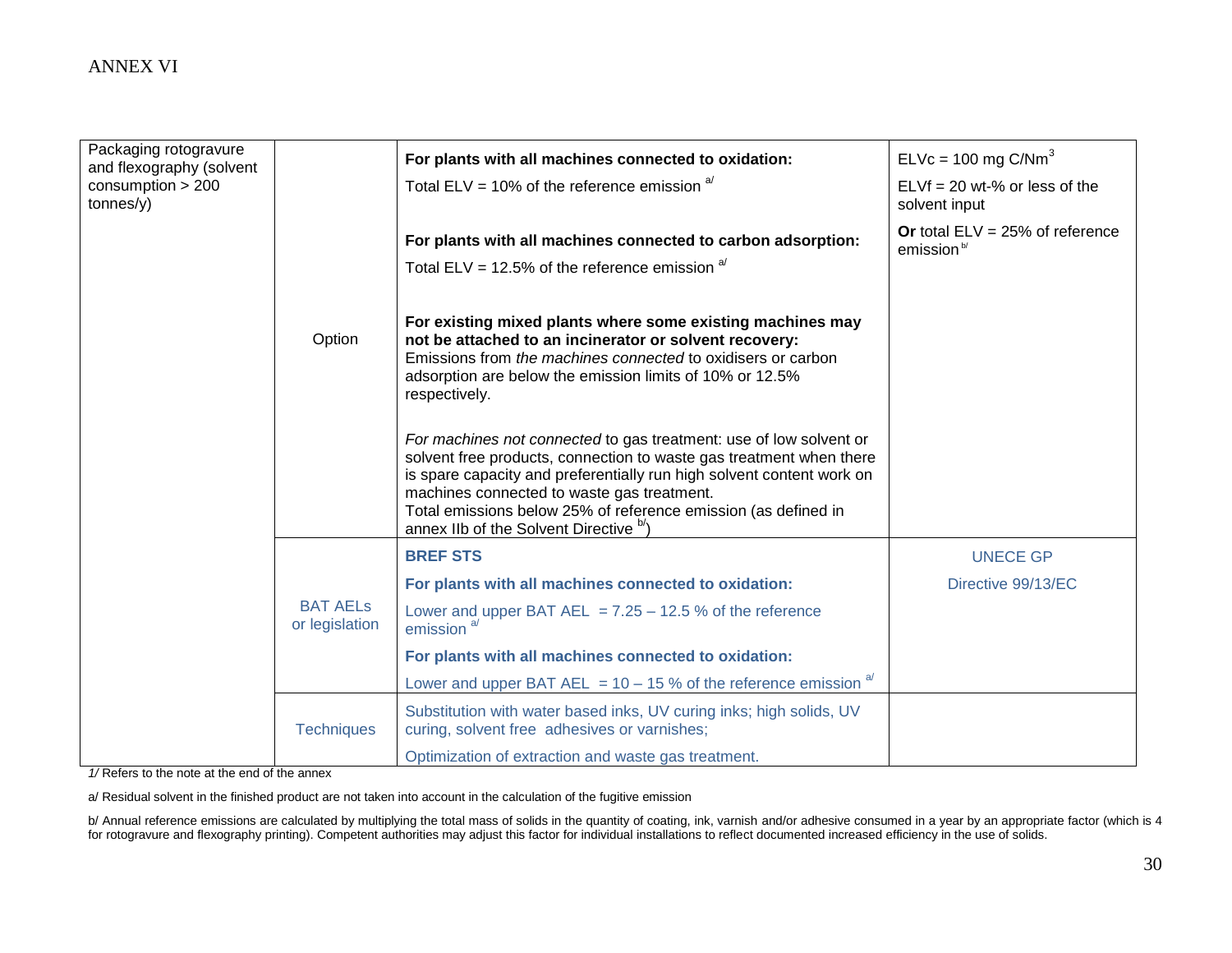ANNEX VI

| Packaging rotogravure and flexography (solvent consumption > 200 tonnes/y) | | | |
|---|---|---|---|
| | Option | **For plants with all machines connected to oxidation:**<br>Total ELV = 10% of the reference emission [a/]<br><br>**For plants with all machines connected to carbon adsorption:**<br>Total ELV = 12.5% of the reference emission [a/]<br><br>**For existing mixed plants where some existing machines may not be attached to an incinerator or solvent recovery:**<br>Emissions from *the machines connected* to oxidisers or carbon adsorption are below the emission limits of 10% or 12.5% respectively.<br><br>*For machines not connected* to gas treatment: use of low solvent or solvent free products, connection to waste gas treatment when there is spare capacity and preferentially run high solvent content work on machines connected to waste gas treatment.<br>Total emissions below 25% of reference emission (as defined in annex IIb of the Solvent Directive [b/]) | ELVc = 100 mg C/$Nm^3$<br>ELVf = 20 wt-% or less of the solvent input<br>**Or** total ELV = 25% of reference emission [b/] |
| | BAT AELs or legislation | **BREF STS**<br>**For plants with all machines connected to oxidation:**<br>Lower and upper BAT AEL = 7.25 – 12.5 % of the reference emission [a/]<br>**For plants with all machines connected to oxidation:**<br>Lower and upper BAT AEL = 10 – 15 % of the reference emission [a/] | UNECE GP<br>Directive 99/13/EC |
| | Techniques | Substitution with water based inks, UV curing inks; high solids, UV curing, solvent free adhesives or varnishes;<br>Optimization of extraction and waste gas treatment. | |

*1/* Refers to the note at the end of the annex

a/ Residual solvent in the finished product are not taken into account in the calculation of the fugitive emission

b/ Annual reference emissions are calculated by multiplying the total mass of solids in the quantity of coating, ink, varnish and/or adhesive consumed in a year by an appropriate factor (which is 4 for rotogravure and flexography printing). Competent authorities may adjust this factor for individual installations to reflect documented increased efficiency in the use of solids.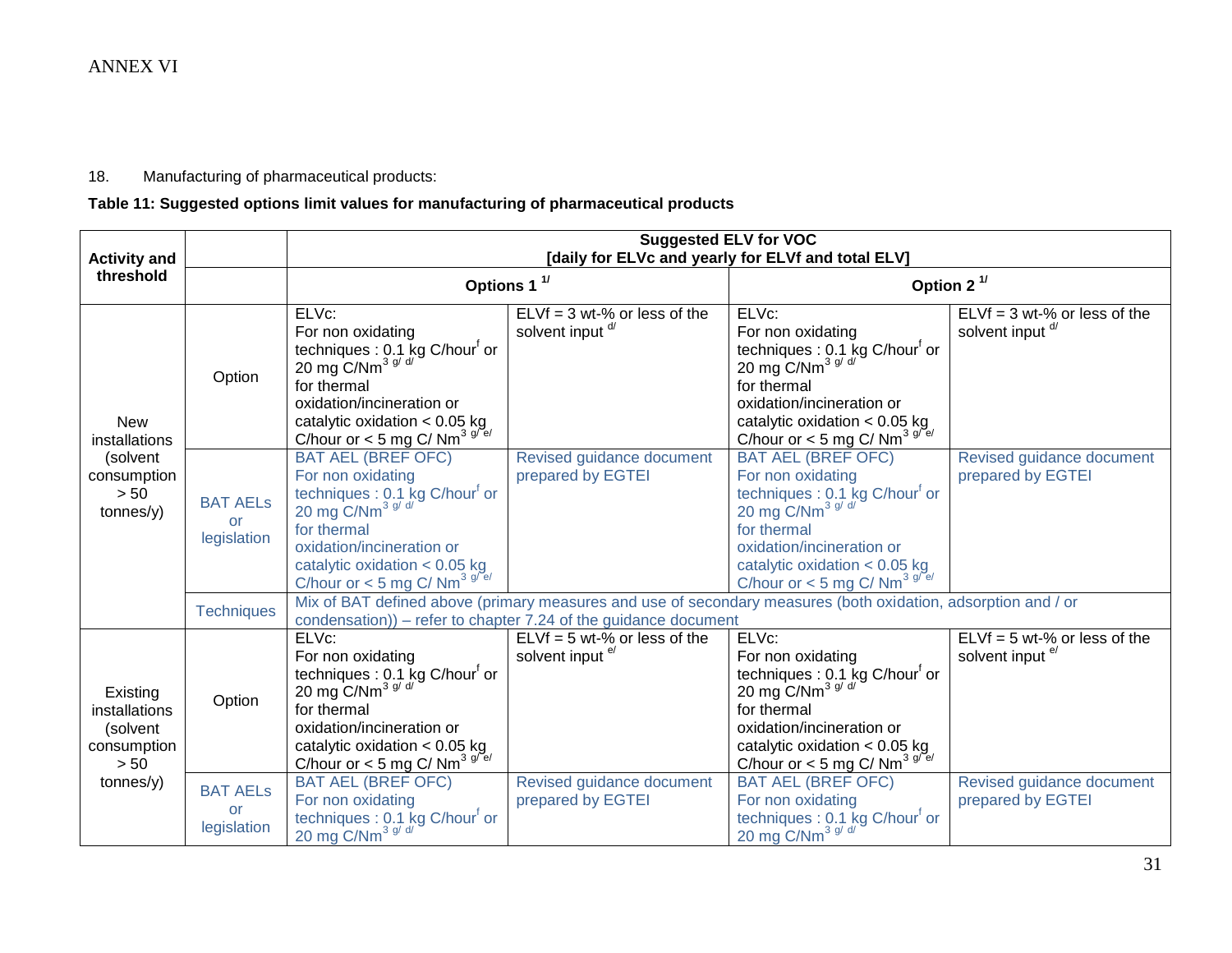ANNEX VI

18. Manufacturing of pharmaceutical products:

**Table 11: Suggested options limit values for manufacturing of pharmaceutical products**

| Activity and threshold | | Suggested ELV for VOC [daily for ELVc and yearly for ELVf and total ELV] | | | |
|---|---|---|---|---|---|
| | | Options 1 [1/] | | Option 2 [1/] | |
| New installations (solvent consumption > 50 tonnes/y) | Option | ELVc: For non oxidating techniques : 0.1 kg C/hour[f] or 20 mg C/Nm$^3$ [g/ d/] for thermal oxidation/incineration or catalytic oxidation < 0.05 kg C/hour or < 5 mg C/ Nm$^3$ [g/ e/] | ELVf = 3 wt-% or less of the solvent input [d/] | ELVc: For non oxidating techniques : 0.1 kg C/hour[f] or 20 mg C/Nm$^3$ [g/ d/] for thermal oxidation/incineration or catalytic oxidation < 0.05 kg C/hour or < 5 mg C/ Nm$^3$ [g/ e/] | ELVf = 3 wt-% or less of the solvent input [d/] |
| | BAT AELs or legislation | BAT AEL (BREF OFC) For non oxidating techniques : 0.1 kg C/hour[f] or 20 mg C/Nm$^3$ [g/ d/] for thermal oxidation/incineration or catalytic oxidation < 0.05 kg C/hour or < 5 mg C/ Nm$^3$ [g/ e/] | Revised guidance document prepared by EGTEI | BAT AEL (BREF OFC) For non oxidating techniques : 0.1 kg C/hour[f] or 20 mg C/Nm$^3$ [g/ d/] for thermal oxidation/incineration or catalytic oxidation < 0.05 kg C/hour or < 5 mg C/ Nm$^3$ [g/ e/] | Revised guidance document prepared by EGTEI |
| | Techniques | Mix of BAT defined above (primary measures and use of secondary measures (both oxidation, adsorption and / or condensation)) – refer to chapter 7.24 of the guidance document | | | |
| Existing installations (solvent consumption > 50 tonnes/y) | Option | ELVc: For non oxidating techniques : 0.1 kg C/hour[f] or 20 mg C/Nm$^3$ [g/ d/] for thermal oxidation/incineration or catalytic oxidation < 0.05 kg C/hour or < 5 mg C/ Nm$^3$ [g/ e/] | ELVf = 5 wt-% or less of the solvent input [e/] | ELVc: For non oxidating techniques : 0.1 kg C/hour[f] or 20 mg C/Nm$^3$ [g/ d/] for thermal oxidation/incineration or catalytic oxidation < 0.05 kg C/hour or < 5 mg C/ Nm$^3$ [g/ e/] | ELVf = 5 wt-% or less of the solvent input [e/] |
| | BAT AELs or legislation | BAT AEL (BREF OFC) For non oxidating techniques : 0.1 kg C/hour[f] or 20 mg C/Nm$^3$ [g/ d/] | Revised guidance document prepared by EGTEI | BAT AEL (BREF OFC) For non oxidating techniques : 0.1 kg C/hour[f] or 20 mg C/Nm$^3$ [g/ d/] | Revised guidance document prepared by EGTEI |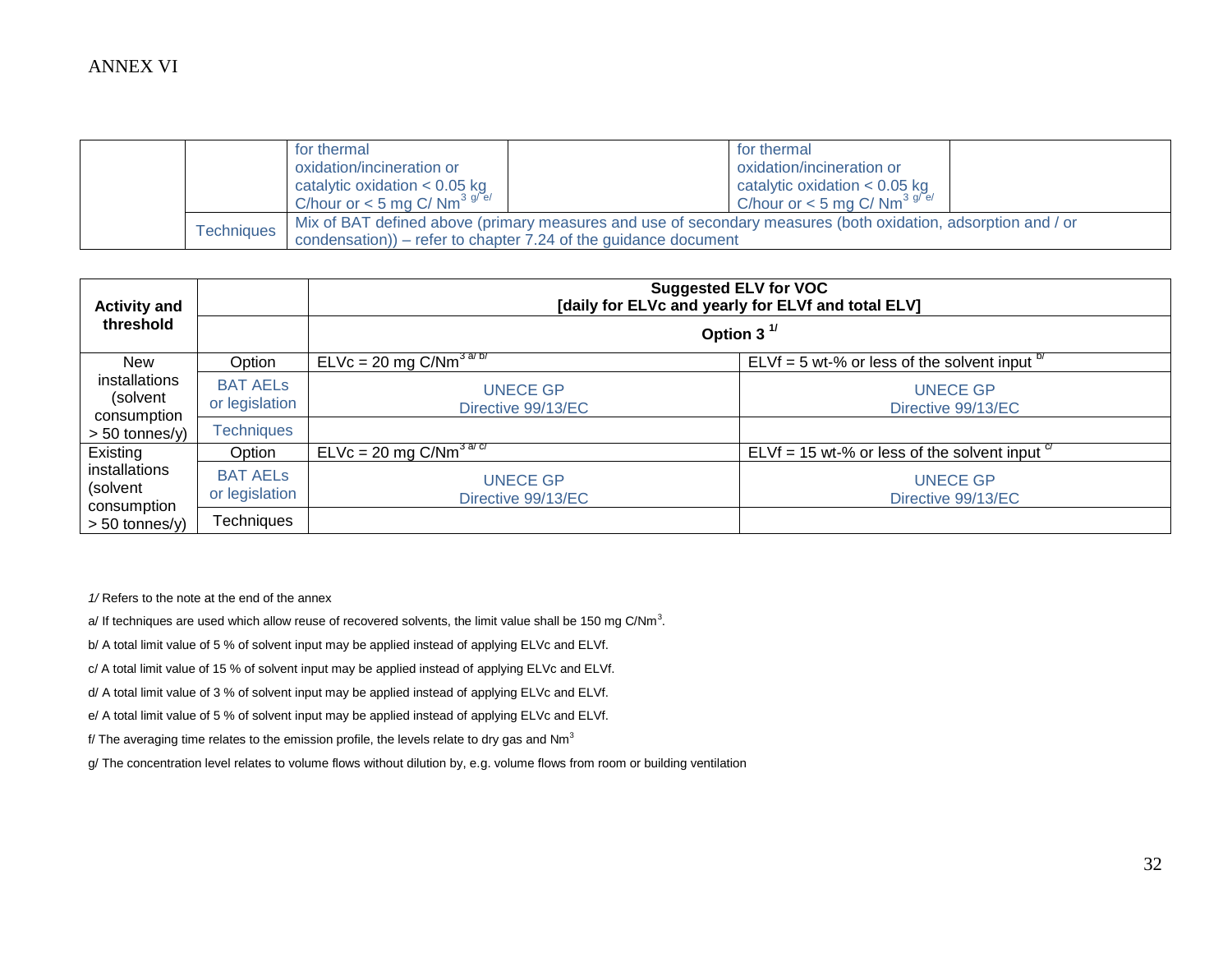ANNEX VI

| | | | | | |
|---|---|---|---|---|---|
| | | for thermal oxidation/incineration or catalytic oxidation < 0.05 kg C/hour or < 5 mg C/ $Nm^3$ [g/ e/] | | for thermal oxidation/incineration or catalytic oxidation < 0.05 kg C/hour or < 5 mg C/ $Nm^3$ [g/ e/] | |
| | Techniques | Mix of BAT defined above (primary measures and use of secondary measures (both oxidation, adsorption and / or condensation)) – refer to chapter 7.24 of the guidance document | | | |

| Activity and threshold | | Suggested ELV for VOC [daily for ELVc and yearly for ELVf and total ELV] | |
|---|---|---|---|
| | | Option 3 [1/] | |
| New installations (solvent consumption > 50 tonnes/y) | Option | ELVc = 20 mg C/$Nm^3$ [a/ b/] | ELVf = 5 wt-% or less of the solvent input [b/] |
| | BAT AELs or legislation | UNECE GP Directive 99/13/EC | UNECE GP Directive 99/13/EC |
| | Techniques | | |
| Existing installations (solvent consumption > 50 tonnes/y) | Option | ELVc = 20 mg C/$Nm^3$ [a/ c/] | ELVf = 15 wt-% or less of the solvent input [c/] |
| | BAT AELs or legislation | UNECE GP Directive 99/13/EC | UNECE GP Directive 99/13/EC |
| | Techniques | | |

*1/* Refers to the note at the end of the annex

a/ If techniques are used which allow reuse of recovered solvents, the limit value shall be 150 mg C/$Nm^3$.

b/ A total limit value of 5 % of solvent input may be applied instead of applying ELVc and ELVf.

c/ A total limit value of 15 % of solvent input may be applied instead of applying ELVc and ELVf.

d/ A total limit value of 3 % of solvent input may be applied instead of applying ELVc and ELVf.

e/ A total limit value of 5 % of solvent input may be applied instead of applying ELVc and ELVf.

f/ The averaging time relates to the emission profile, the levels relate to dry gas and $Nm^3$

g/ The concentration level relates to volume flows without dilution by, e.g. volume flows from room or building ventilation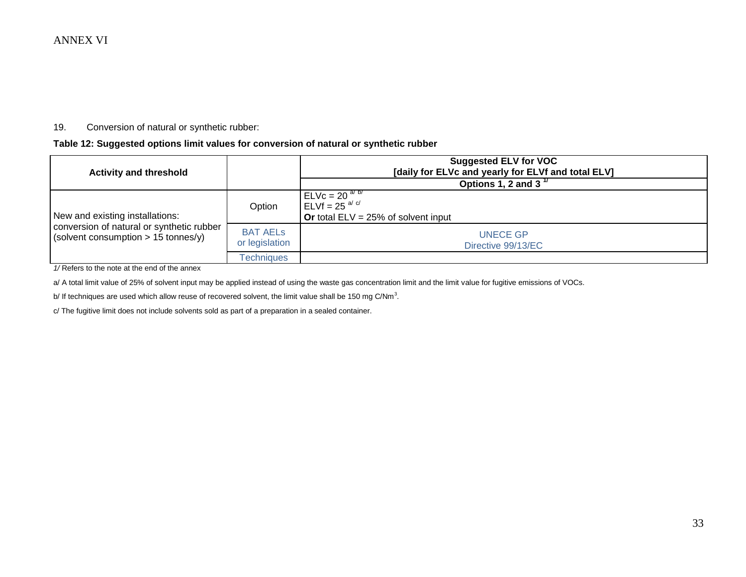ANNEX VI

19. Conversion of natural or synthetic rubber:

**Table 12: Suggested options limit values for conversion of natural or synthetic rubber**

| **Activity and threshold** | | **Suggested ELV for VOC [daily for ELVc and yearly for ELVf and total ELV]** |
|---|---|---|
| | | **Options 1, 2 and 3** [1/] |
| New and existing installations: conversion of natural or synthetic rubber (solvent consumption > 15 tonnes/y) | Option | ELVc = 20 [a/ b/]<br>ELVf = 25 [a/ c/]<br>**Or** total ELV = 25% of solvent input |
| | BAT AELs or legislation | UNECE GP<br>Directive 99/13/EC |
| | Techniques | |

*1/* Refers to the note at the end of the annex

a/ A total limit value of 25% of solvent input may be applied instead of using the waste gas concentration limit and the limit value for fugitive emissions of VOCs.

b/ If techniques are used which allow reuse of recovered solvent, the limit value shall be 150 mg C/Nm$^3$.

c/ The fugitive limit does not include solvents sold as part of a preparation in a sealed container.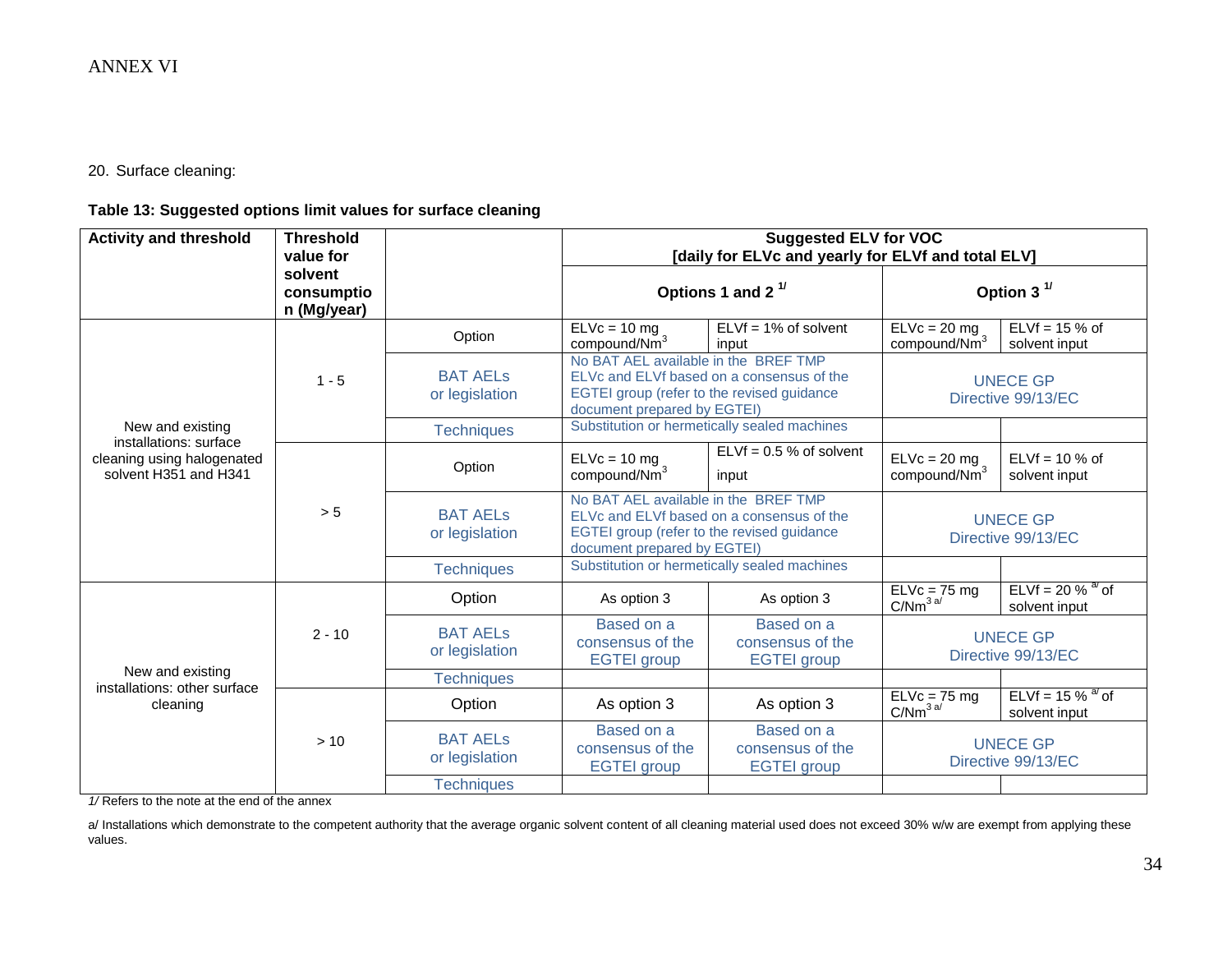ANNEX VI

20. Surface cleaning:

**Table 13: Suggested options limit values for surface cleaning**

| Activity and threshold | Threshold value for solvent consumption (Mg/year) | | Suggested ELV for VOC [daily for ELVc and yearly for ELVf and total ELV] | | | |
|---|---|---|---|---|---|---|
| | | | Options 1 and 2 [1/] | | Option 3 [1/] | |
| New and existing installations: surface cleaning using halogenated solvent H351 and H341 | 1 - 5 | Option | ELVc = 10 mg compound/$Nm^3$ | ELVf = 1% of solvent input | ELVc = 20 mg compound/$Nm^3$ | ELVf = 15 % of solvent input |
| | | BAT AELs or legislation | No BAT AEL available in the BREF TMP ELVc and ELVf based on a consensus of the EGTEI group (refer to the revised guidance document prepared by EGTEI) | | UNECE GP Directive 99/13/EC | |
| | | Techniques | Substitution or hermetically sealed machines | | | |
| | > 5 | Option | ELVc = 10 mg compound/$Nm^3$ | ELVf = 0.5 % of solvent input | ELVc = 20 mg compound/$Nm^3$ | ELVf = 10 % of solvent input |
| | | BAT AELs or legislation | No BAT AEL available in the BREF TMP ELVc and ELVf based on a consensus of the EGTEI group (refer to the revised guidance document prepared by EGTEI) | | UNECE GP Directive 99/13/EC | |
| | | Techniques | Substitution or hermetically sealed machines | | | |
| New and existing installations: other surface cleaning | 2 - 10 | Option | As option 3 | As option 3 | ELVc = 75 mg C/$Nm^3$ [a/] | ELVf = 20 % [a/] of solvent input |
| | | BAT AELs or legislation | Based on a consensus of the EGTEI group | Based on a consensus of the EGTEI group | UNECE GP Directive 99/13/EC | |
| | | Techniques | | | | |
| | > 10 | Option | As option 3 | As option 3 | ELVc = 75 mg C/$Nm^3$ [a/] | ELVf = 15 % [a/] of solvent input |
| | | BAT AELs or legislation | Based on a consensus of the EGTEI group | Based on a consensus of the EGTEI group | UNECE GP Directive 99/13/EC | |
| | | Techniques | | | | |

*1/* Refers to the note at the end of the annex

a/ Installations which demonstrate to the competent authority that the average organic solvent content of all cleaning material used does not exceed 30% w/w are exempt from applying these values.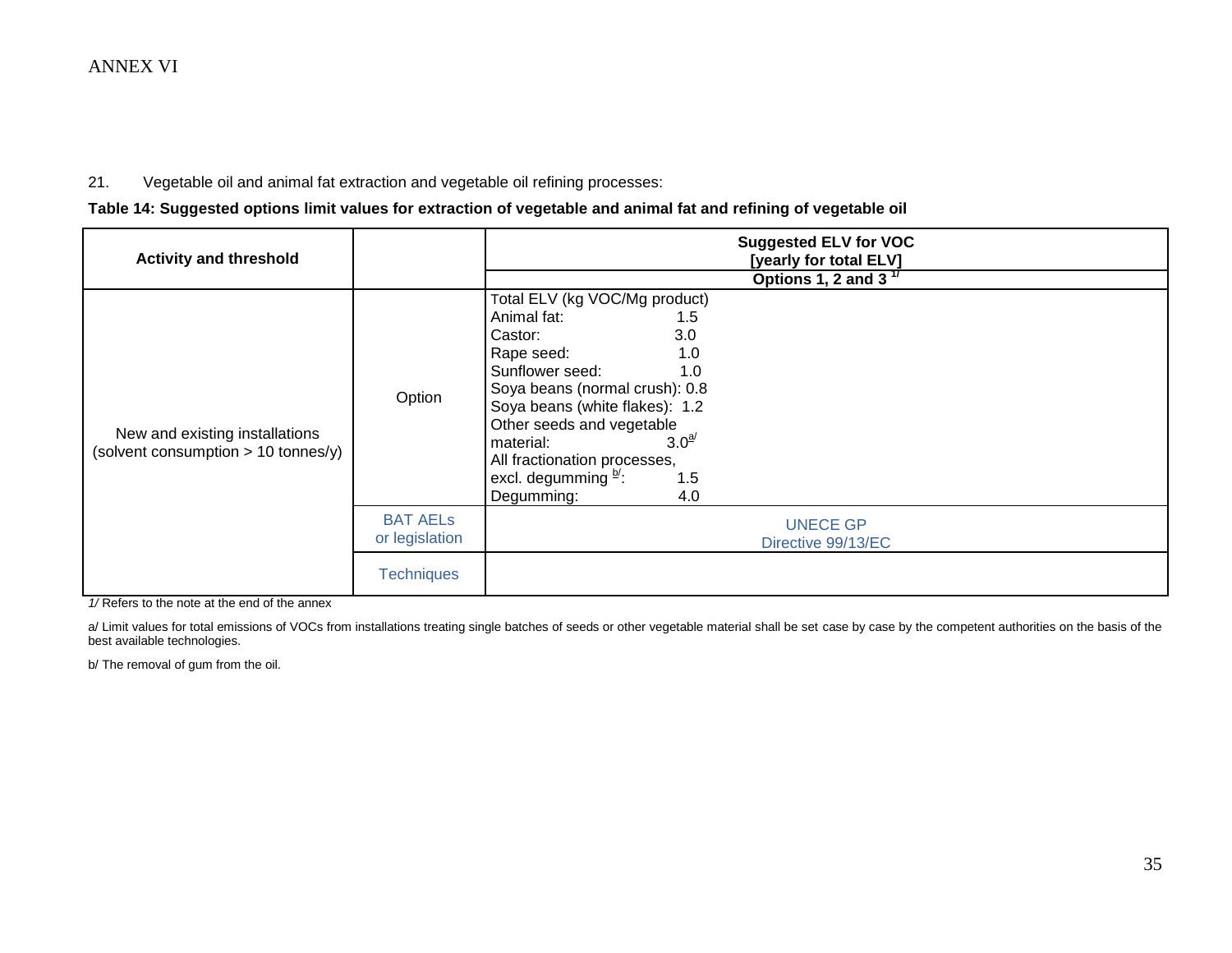ANNEX VI

21. Vegetable oil and animal fat extraction and vegetable oil refining processes:

**Table 14: Suggested options limit values for extraction of vegetable and animal fat and refining of vegetable oil**

| Activity and threshold | | Suggested ELV for VOC [yearly for total ELV] Options 1, 2 and 3 [1/] |
|---|---|---|
| New and existing installations (solvent consumption > 10 tonnes/y) | Option | Total ELV (kg VOC/Mg product)<br>Animal fat: 1.5<br>Castor: 3.0<br>Rape seed: 1.0<br>Sunflower seed: 1.0<br>Soya beans (normal crush): 0.8<br>Soya beans (white flakes): 1.2<br>Other seeds and vegetable material: 3.0[a/]<br>All fractionation processes, excl. degumming [b/]: 1.5<br>Degumming: 4.0 |
| | BAT AELs or legislation | UNECE GP<br>Directive 99/13/EC |
| | Techniques | |

*1/* Refers to the note at the end of the annex

a/ Limit values for total emissions of VOCs from installations treating single batches of seeds or other vegetable material shall be set case by case by the competent authorities on the basis of the best available technologies.

b/ The removal of gum from the oil.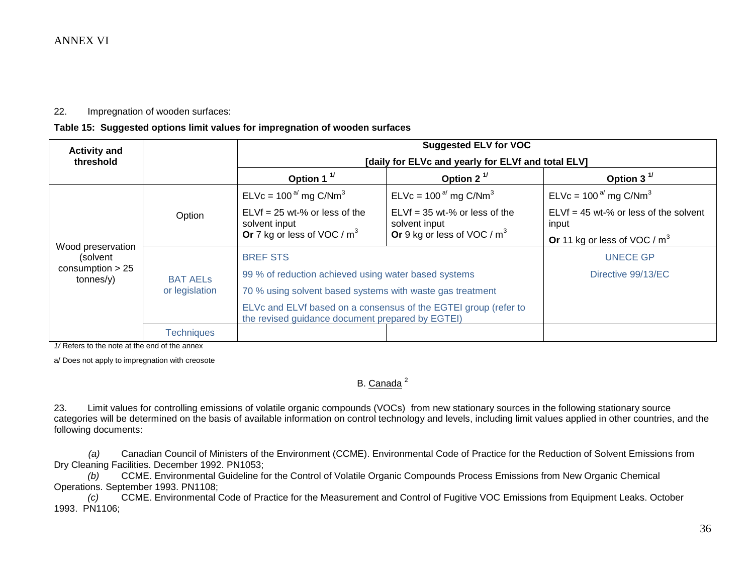ANNEX VI

22. Impregnation of wooden surfaces:

**Table 15: Suggested options limit values for impregnation of wooden surfaces**

| **Activity and threshold** | | **Suggested ELV for VOC [daily for ELVc and yearly for ELVf and total ELV]** | | |
|---|---|---|---|---|
| | | **Option 1** [1/] | **Option 2** [1/] | **Option 3** [1/] |
| Wood preservation (solvent consumption > 25 tonnes/y) | Option | ELVc = 100 [a/] mg C/Nm$^3$ ELVf = 25 wt-% or less of the solvent input **Or** 7 kg or less of VOC / m$^3$ | ELVc = 100 [a/] mg C/Nm$^3$ ELVf = 35 wt-% or less of the solvent input **Or** 9 kg or less of VOC / m$^3$ | ELVc = 100 [a/] mg C/Nm$^3$ ELVf = 45 wt-% or less of the solvent input **Or** 11 kg or less of VOC / m$^3$ |
| | BAT AELs or legislation | BREF STS 99 % of reduction achieved using water based systems 70 % using solvent based systems with waste gas treatment ELVc and ELVf based on a consensus of the EGTEI group (refer to the revised guidance document prepared by EGTEI) | | UNECE GP Directive 99/13/EC |
| | Techniques | | | |

*1/* Refers to the note at the end of the annex

a/ Does not apply to impregnation with creosote

B. Canada [2]

23. Limit values for controlling emissions of volatile organic compounds (VOCs) from new stationary sources in the following stationary source categories will be determined on the basis of available information on control technology and levels, including limit values applied in other countries, and the following documents:

*(a)* Canadian Council of Ministers of the Environment (CCME). Environmental Code of Practice for the Reduction of Solvent Emissions from Dry Cleaning Facilities. December 1992. PN1053;

*(b)* CCME. Environmental Guideline for the Control of Volatile Organic Compounds Process Emissions from New Organic Chemical Operations. September 1993. PN1108;

*(c)* CCME. Environmental Code of Practice for the Measurement and Control of Fugitive VOC Emissions from Equipment Leaks. October 1993. PN1106;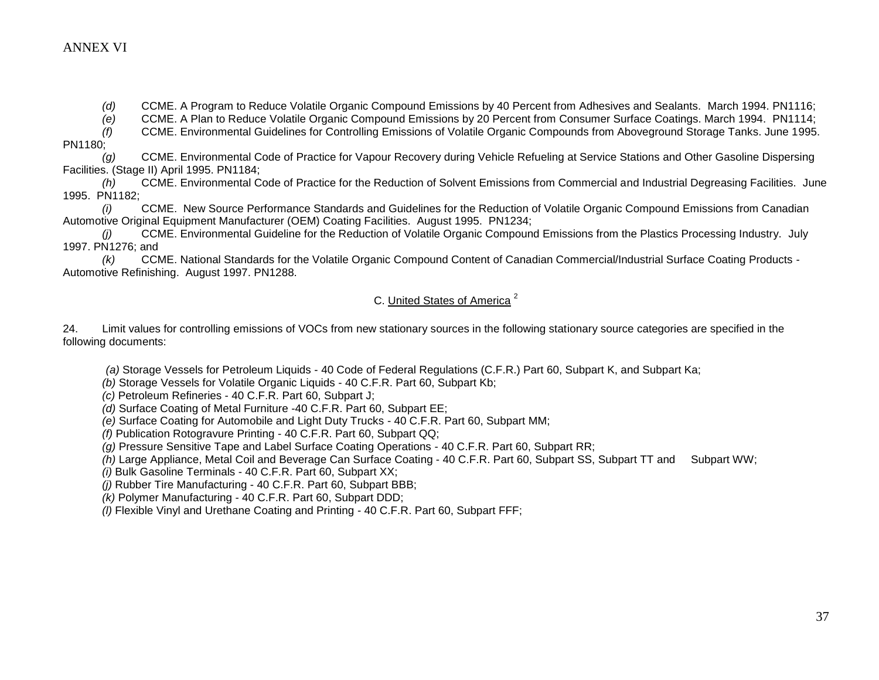*(d)* CCME. A Program to Reduce Volatile Organic Compound Emissions by 40 Percent from Adhesives and Sealants. March 1994. PN1116;

*(e)* CCME. A Plan to Reduce Volatile Organic Compound Emissions by 20 Percent from Consumer Surface Coatings. March 1994. PN1114;

*(f)* CCME. Environmental Guidelines for Controlling Emissions of Volatile Organic Compounds from Aboveground Storage Tanks. June 1995. PN1180;

*(g)* CCME. Environmental Code of Practice for Vapour Recovery during Vehicle Refueling at Service Stations and Other Gasoline Dispersing Facilities. (Stage II) April 1995. PN1184;

*(h)* CCME. Environmental Code of Practice for the Reduction of Solvent Emissions from Commercial and Industrial Degreasing Facilities. June 1995. PN1182;

*(i)* CCME. New Source Performance Standards and Guidelines for the Reduction of Volatile Organic Compound Emissions from Canadian Automotive Original Equipment Manufacturer (OEM) Coating Facilities. August 1995. PN1234;

*(j)* CCME. Environmental Guideline for the Reduction of Volatile Organic Compound Emissions from the Plastics Processing Industry. July 1997. PN1276; and

*(k)* CCME. National Standards for the Volatile Organic Compound Content of Canadian Commercial/Industrial Surface Coating Products - Automotive Refinishing. August 1997. PN1288.

### C. United States of America [2]

24. Limit values for controlling emissions of VOCs from new stationary sources in the following stationary source categories are specified in the following documents:

*(a)* Storage Vessels for Petroleum Liquids - 40 Code of Federal Regulations (C.F.R.) Part 60, Subpart K, and Subpart Ka;

*(b)* Storage Vessels for Volatile Organic Liquids - 40 C.F.R. Part 60, Subpart Kb;

*(c)* Petroleum Refineries - 40 C.F.R. Part 60, Subpart J;

*(d)* Surface Coating of Metal Furniture -40 C.F.R. Part 60, Subpart EE;

*(e)* Surface Coating for Automobile and Light Duty Trucks - 40 C.F.R. Part 60, Subpart MM;

*(f)* Publication Rotogravure Printing - 40 C.F.R. Part 60, Subpart QQ;

*(g)* Pressure Sensitive Tape and Label Surface Coating Operations - 40 C.F.R. Part 60, Subpart RR;

*(h)* Large Appliance, Metal Coil and Beverage Can Surface Coating - 40 C.F.R. Part 60, Subpart SS, Subpart TT and Subpart WW;

*(i)* Bulk Gasoline Terminals - 40 C.F.R. Part 60, Subpart XX;

*(j)* Rubber Tire Manufacturing - 40 C.F.R. Part 60, Subpart BBB;

*(k)* Polymer Manufacturing - 40 C.F.R. Part 60, Subpart DDD;

*(l)* Flexible Vinyl and Urethane Coating and Printing - 40 C.F.R. Part 60, Subpart FFF;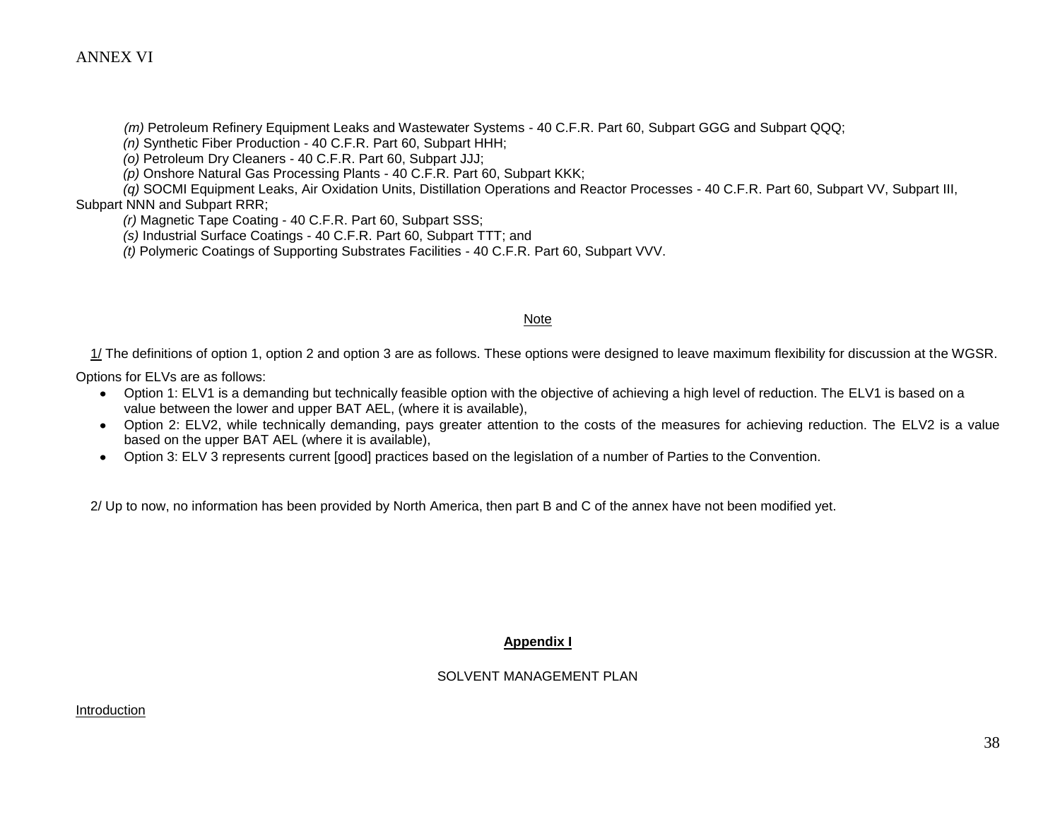*(m)* Petroleum Refinery Equipment Leaks and Wastewater Systems - 40 C.F.R. Part 60, Subpart GGG and Subpart QQQ;

*(n)* Synthetic Fiber Production - 40 C.F.R. Part 60, Subpart HHH;

*(o)* Petroleum Dry Cleaners - 40 C.F.R. Part 60, Subpart JJJ;

*(p)* Onshore Natural Gas Processing Plants - 40 C.F.R. Part 60, Subpart KKK;

*(q)* SOCMI Equipment Leaks, Air Oxidation Units, Distillation Operations and Reactor Processes - 40 C.F.R. Part 60, Subpart VV, Subpart III, Subpart NNN and Subpart RRR;

*(r)* Magnetic Tape Coating - 40 C.F.R. Part 60, Subpart SSS;

*(s)* Industrial Surface Coatings - 40 C.F.R. Part 60, Subpart TTT; and

*(t)* Polymeric Coatings of Supporting Substrates Facilities - 40 C.F.R. Part 60, Subpart VVV.

<u>Note</u>

<u>1/</u> The definitions of option 1, option 2 and option 3 are as follows. These options were designed to leave maximum flexibility for discussion at the WGSR.

Options for ELVs are as follows:

- Option 1: ELV1 is a demanding but technically feasible option with the objective of achieving a high level of reduction. The ELV1 is based on a value between the lower and upper BAT AEL, (where it is available),
- Option 2: ELV2, while technically demanding, pays greater attention to the costs of the measures for achieving reduction. The ELV2 is a value based on the upper BAT AEL (where it is available),
- Option 3: ELV 3 represents current [good] practices based on the legislation of a number of Parties to the Convention.

2/ Up to now, no information has been provided by North America, then part B and C of the annex have not been modified yet.

## Appendix I

SOLVENT MANAGEMENT PLAN

<u>Introduction</u>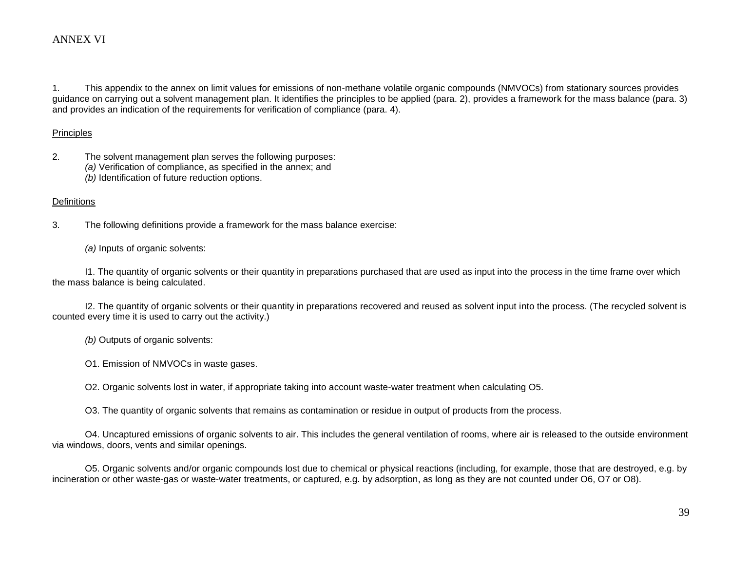# ANNEX VI

1. This appendix to the annex on limit values for emissions of non-methane volatile organic compounds (NMVOCs) from stationary sources provides guidance on carrying out a solvent management plan. It identifies the principles to be applied (para. 2), provides a framework for the mass balance (para. 3) and provides an indication of the requirements for verification of compliance (para. 4).

## Principles

2. The solvent management plan serves the following purposes:
   *(a)* Verification of compliance, as specified in the annex; and
   *(b)* Identification of future reduction options.

## Definitions

3. The following definitions provide a framework for the mass balance exercise:

   *(a)* Inputs of organic solvents:

   I1. The quantity of organic solvents or their quantity in preparations purchased that are used as input into the process in the time frame over which the mass balance is being calculated.

   I2. The quantity of organic solvents or their quantity in preparations recovered and reused as solvent input into the process. (The recycled solvent is counted every time it is used to carry out the activity.)

   *(b)* Outputs of organic solvents:

   O1. Emission of NMVOCs in waste gases.

   O2. Organic solvents lost in water, if appropriate taking into account waste-water treatment when calculating O5.

   O3. The quantity of organic solvents that remains as contamination or residue in output of products from the process.

   O4. Uncaptured emissions of organic solvents to air. This includes the general ventilation of rooms, where air is released to the outside environment via windows, doors, vents and similar openings.

   O5. Organic solvents and/or organic compounds lost due to chemical or physical reactions (including, for example, those that are destroyed, e.g. by incineration or other waste-gas or waste-water treatments, or captured, e.g. by adsorption, as long as they are not counted under O6, O7 or O8).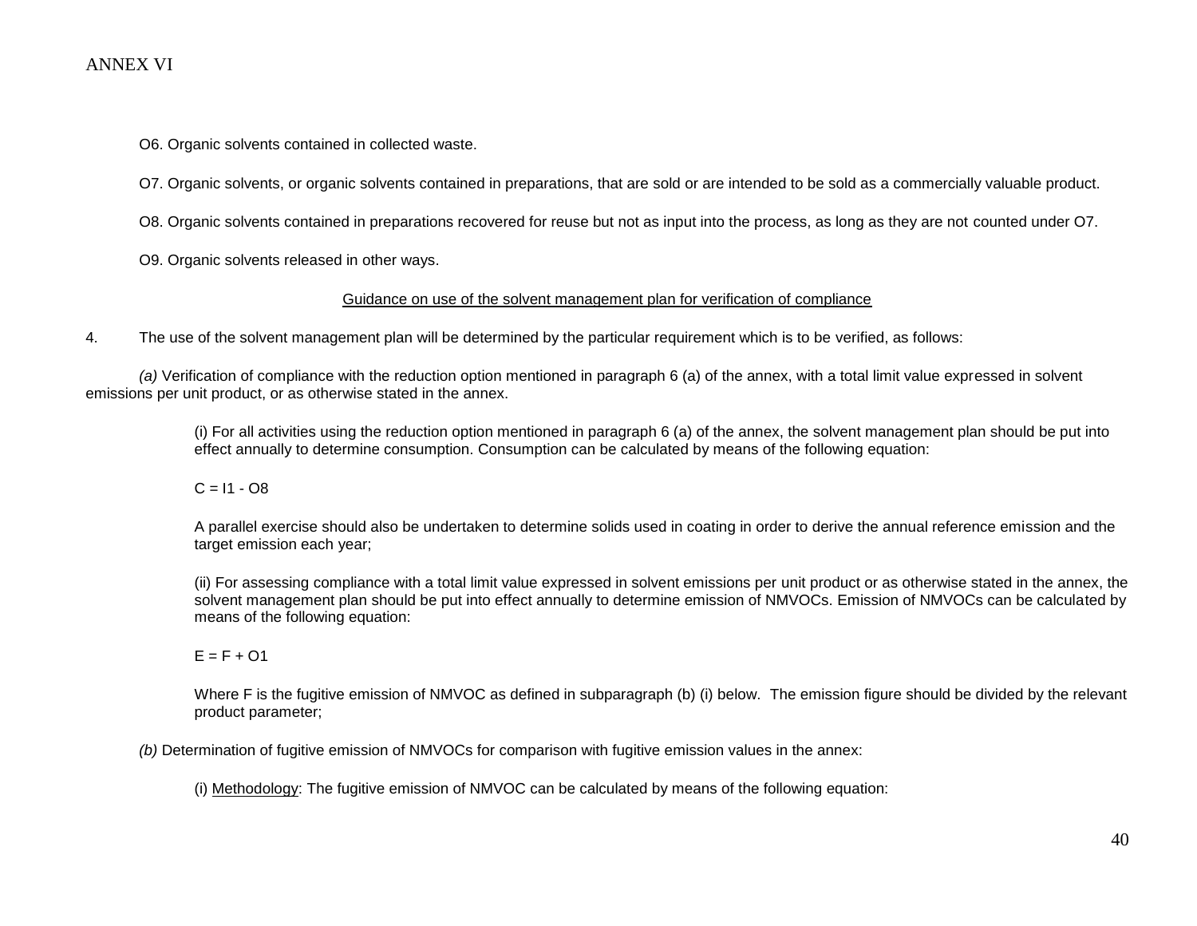O6. Organic solvents contained in collected waste.

O7. Organic solvents, or organic solvents contained in preparations, that are sold or are intended to be sold as a commercially valuable product.

O8. Organic solvents contained in preparations recovered for reuse but not as input into the process, as long as they are not counted under O7.

O9. Organic solvents released in other ways.

<u>Guidance on use of the solvent management plan for verification of compliance</u>

4. The use of the solvent management plan will be determined by the particular requirement which is to be verified, as follows:

*(a)* Verification of compliance with the reduction option mentioned in paragraph 6 (a) of the annex, with a total limit value expressed in solvent emissions per unit product, or as otherwise stated in the annex.

(i) For all activities using the reduction option mentioned in paragraph 6 (a) of the annex, the solvent management plan should be put into effect annually to determine consumption. Consumption can be calculated by means of the following equation:

$$C = I1 - O8$$

A parallel exercise should also be undertaken to determine solids used in coating in order to derive the annual reference emission and the target emission each year;

(ii) For assessing compliance with a total limit value expressed in solvent emissions per unit product or as otherwise stated in the annex, the solvent management plan should be put into effect annually to determine emission of NMVOCs. Emission of NMVOCs can be calculated by means of the following equation:

$$E = F + O1$$

Where F is the fugitive emission of NMVOC as defined in subparagraph (b) (i) below. The emission figure should be divided by the relevant product parameter;

*(b)* Determination of fugitive emission of NMVOCs for comparison with fugitive emission values in the annex:

(i) <u>Methodology</u>: The fugitive emission of NMVOC can be calculated by means of the following equation: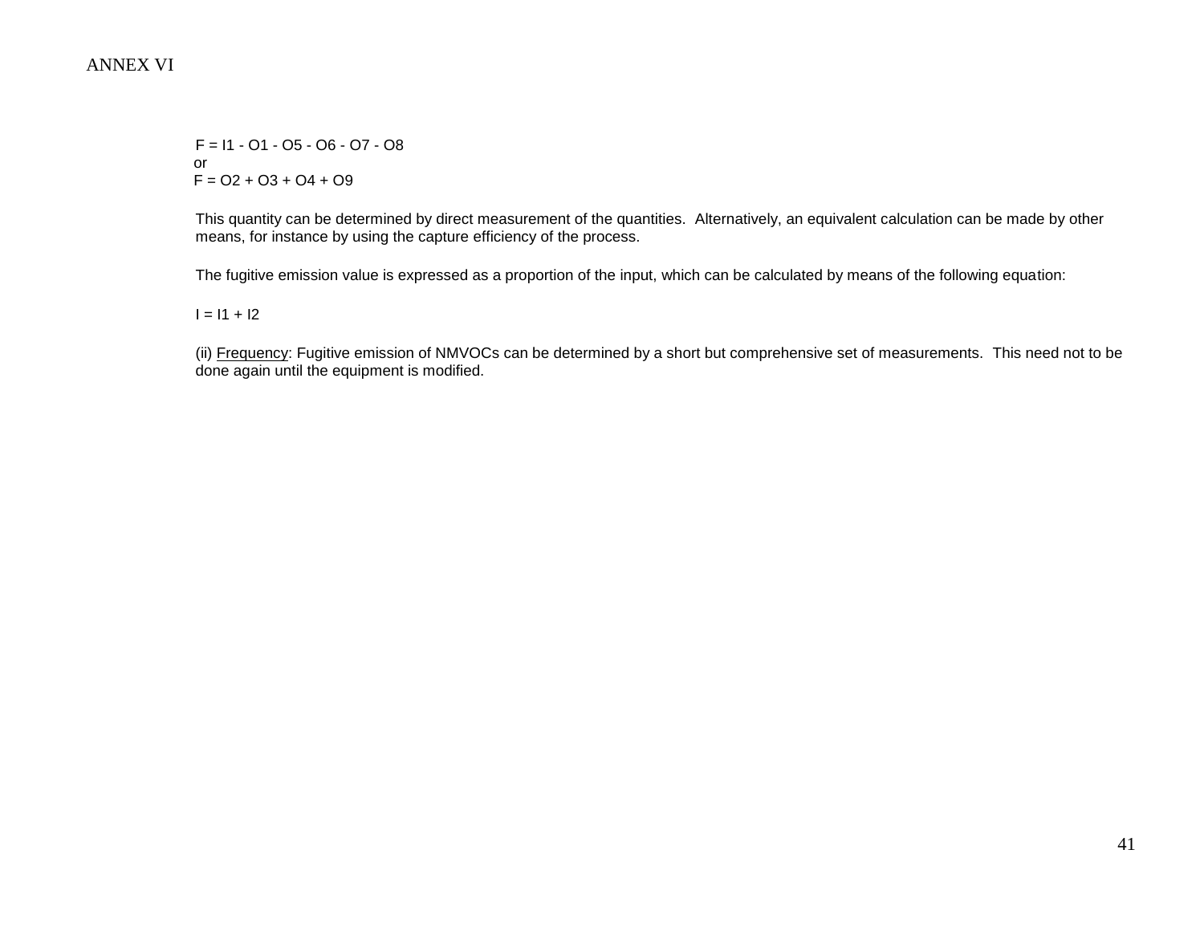$$F = I1 - O1 - O5 - O6 - O7 - O8$$

or

$$F = O2 + O3 + O4 + O9$$

This quantity can be determined by direct measurement of the quantities. Alternatively, an equivalent calculation can be made by other means, for instance by using the capture efficiency of the process.

The fugitive emission value is expressed as a proportion of the input, which can be calculated by means of the following equation:

$$I = I1 + I2$$

(ii) Frequency: Fugitive emission of NMVOCs can be determined by a short but comprehensive set of measurements. This need not to be done again until the equipment is modified.